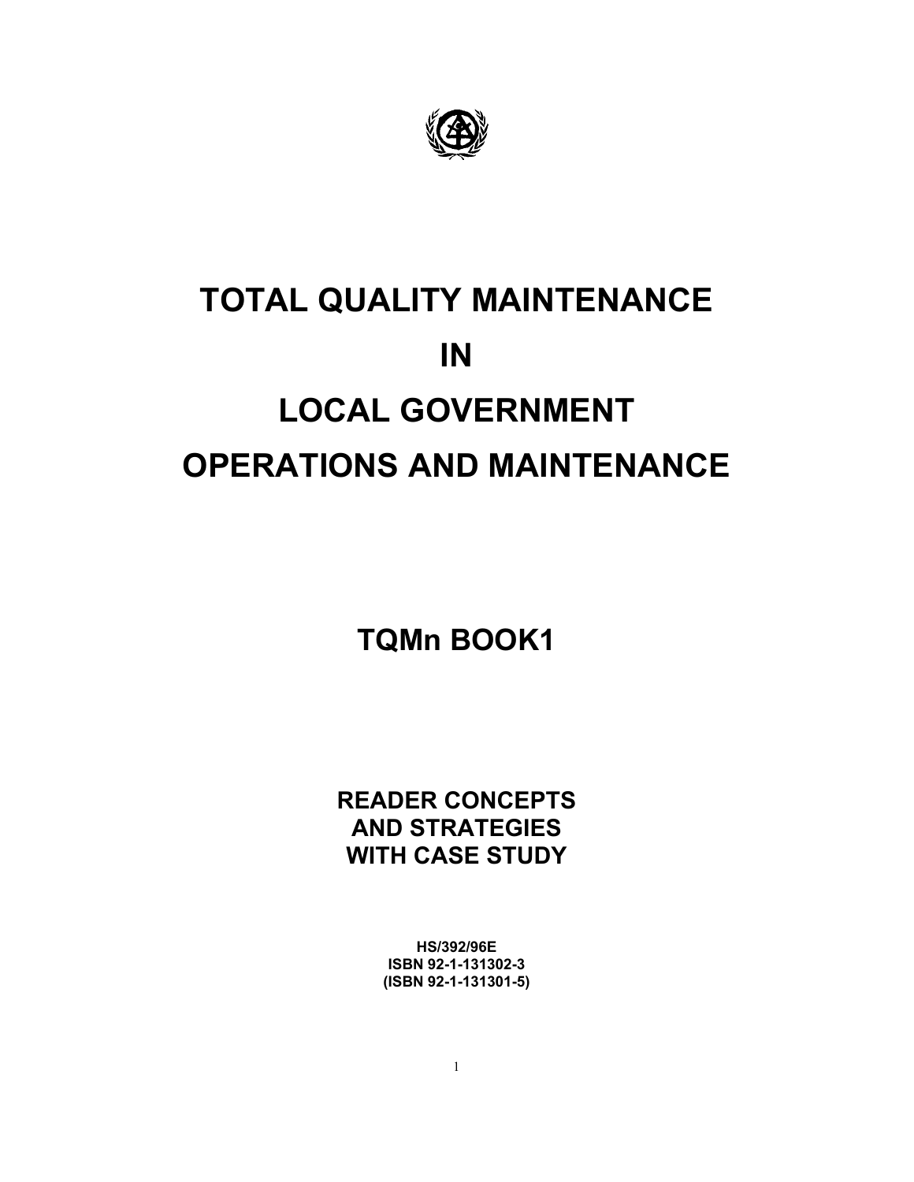# TOTAL QUALITY MAINTENANCE IN LOCAL GOVERNMENT OPERATIONS AND MAINTENANCE

## TQMn BOOK1

**READER CONCEPTS AND STRATEGIES WITH CASE STUDY**

**HS/392/96E**
**ISBN 92-1-131302-3**
**(ISBN 92-1-131301-5)**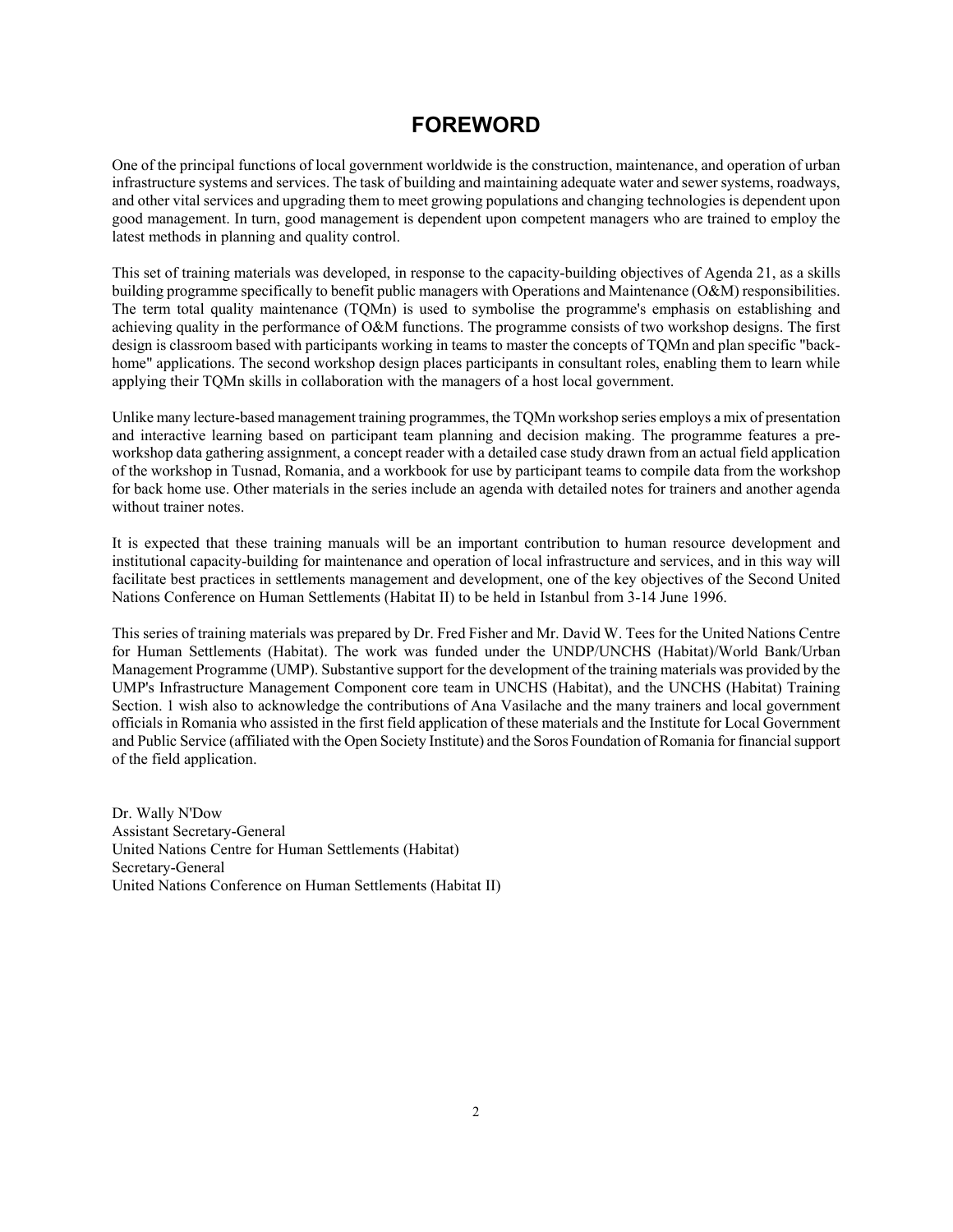# FOREWORD

One of the principal functions of local government worldwide is the construction, maintenance, and operation of urban infrastructure systems and services. The task of building and maintaining adequate water and sewer systems, roadways, and other vital services and upgrading them to meet growing populations and changing technologies is dependent upon good management. In turn, good management is dependent upon competent managers who are trained to employ the latest methods in planning and quality control.

This set of training materials was developed, in response to the capacity-building objectives of Agenda 21, as a skills building programme specifically to benefit public managers with Operations and Maintenance (O&M) responsibilities. The term total quality maintenance (TQMn) is used to symbolise the programme's emphasis on establishing and achieving quality in the performance of O&M functions. The programme consists of two workshop designs. The first design is classroom based with participants working in teams to master the concepts of TQMn and plan specific "back-home" applications. The second workshop design places participants in consultant roles, enabling them to learn while applying their TQMn skills in collaboration with the managers of a host local government.

Unlike many lecture-based management training programmes, the TQMn workshop series employs a mix of presentation and interactive learning based on participant team planning and decision making. The programme features a pre-workshop data gathering assignment, a concept reader with a detailed case study drawn from an actual field application of the workshop in Tusnad, Romania, and a workbook for use by participant teams to compile data from the workshop for back home use. Other materials in the series include an agenda with detailed notes for trainers and another agenda without trainer notes.

It is expected that these training manuals will be an important contribution to human resource development and institutional capacity-building for maintenance and operation of local infrastructure and services, and in this way will facilitate best practices in settlements management and development, one of the key objectives of the Second United Nations Conference on Human Settlements (Habitat II) to be held in Istanbul from 3-14 June 1996.

This series of training materials was prepared by Dr. Fred Fisher and Mr. David W. Tees for the United Nations Centre for Human Settlements (Habitat). The work was funded under the UNDP/UNCHS (Habitat)/World Bank/Urban Management Programme (UMP). Substantive support for the development of the training materials was provided by the UMP's Infrastructure Management Component core team in UNCHS (Habitat), and the UNCHS (Habitat) Training Section. 1 wish also to acknowledge the contributions of Ana Vasilache and the many trainers and local government officials in Romania who assisted in the first field application of these materials and the Institute for Local Government and Public Service (affiliated with the Open Society Institute) and the Soros Foundation of Romania for financial support of the field application.

Dr. Wally N'Dow
Assistant Secretary-General
United Nations Centre for Human Settlements (Habitat)
Secretary-General
United Nations Conference on Human Settlements (Habitat II)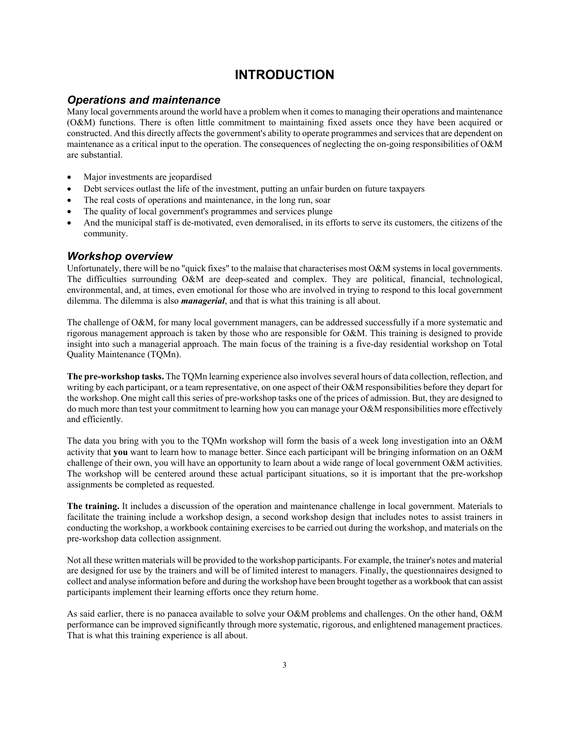# INTRODUCTION

## *Operations and maintenance*

Many local governments around the world have a problem when it comes to managing their operations and maintenance (O&M) functions. There is often little commitment to maintaining fixed assets once they have been acquired or constructed. And this directly affects the government's ability to operate programmes and services that are dependent on maintenance as a critical input to the operation. The consequences of neglecting the on-going responsibilities of O&M are substantial.

- Major investments are jeopardised
- Debt services outlast the life of the investment, putting an unfair burden on future taxpayers
- The real costs of operations and maintenance, in the long run, soar
- The quality of local government's programmes and services plunge
- And the municipal staff is de-motivated, even demoralised, in its efforts to serve its customers, the citizens of the community.

## *Workshop overview*

Unfortunately, there will be no "quick fixes" to the malaise that characterises most O&M systems in local governments. The difficulties surrounding O&M are deep-seated and complex. They are political, financial, technological, environmental, and, at times, even emotional for those who are involved in trying to respond to this local government dilemma. The dilemma is also ***managerial***, and that is what this training is all about.

The challenge of O&M, for many local government managers, can be addressed successfully if a more systematic and rigorous management approach is taken by those who are responsible for O&M. This training is designed to provide insight into such a managerial approach. The main focus of the training is a five-day residential workshop on Total Quality Maintenance (TQMn).

**The pre-workshop tasks.** The TQMn learning experience also involves several hours of data collection, reflection, and writing by each participant, or a team representative, on one aspect of their O&M responsibilities before they depart for the workshop. One might call this series of pre-workshop tasks one of the prices of admission. But, they are designed to do much more than test your commitment to learning how you can manage your O&M responsibilities more effectively and efficiently.

The data you bring with you to the TQMn workshop will form the basis of a week long investigation into an O&M activity that **you** want to learn how to manage better. Since each participant will be bringing information on an O&M challenge of their own, you will have an opportunity to learn about a wide range of local government O&M activities. The workshop will be centered around these actual participant situations, so it is important that the pre-workshop assignments be completed as requested.

**The training.** It includes a discussion of the operation and maintenance challenge in local government. Materials to facilitate the training include a workshop design, a second workshop design that includes notes to assist trainers in conducting the workshop, a workbook containing exercises to be carried out during the workshop, and materials on the pre-workshop data collection assignment.

Not all these written materials will be provided to the workshop participants. For example, the trainer's notes and material are designed for use by the trainers and will be of limited interest to managers. Finally, the questionnaires designed to collect and analyse information before and during the workshop have been brought together as a workbook that can assist participants implement their learning efforts once they return home.

As said earlier, there is no panacea available to solve your O&M problems and challenges. On the other hand, O&M performance can be improved significantly through more systematic, rigorous, and enlightened management practices. That is what this training experience is all about.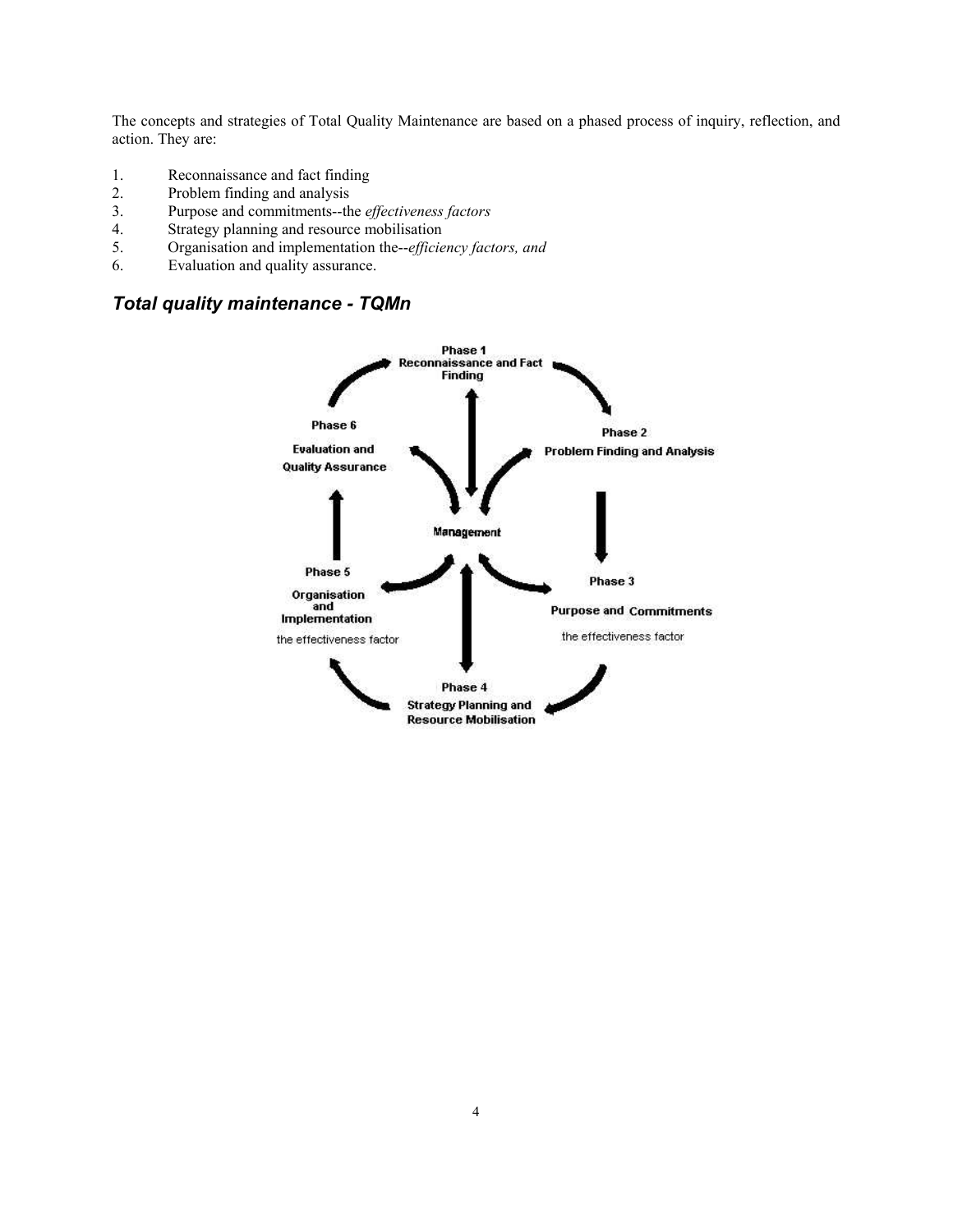The concepts and strategies of Total Quality Maintenance are based on a phased process of inquiry, reflection, and action. They are:

1. Reconnaissance and fact finding
2. Problem finding and analysis
3. Purpose and commitments--the *effectiveness factors*
4. Strategy planning and resource mobilisation
5. Organisation and implementation the--*efficiency factors, and*
6. Evaluation and quality assurance.

## *Total quality maintenance - TQMn*

Phase 1
Reconnaissance and Fact Finding

Phase 2
Problem Finding and Analysis

Phase 3
Purpose and Commitments
the effectiveness factor

Phase 4
Strategy Planning and Resource Mobilisation

Phase 5
Organisation and Implementation
the effectiveness factor

Phase 6
Evaluation and Quality Assurance

Management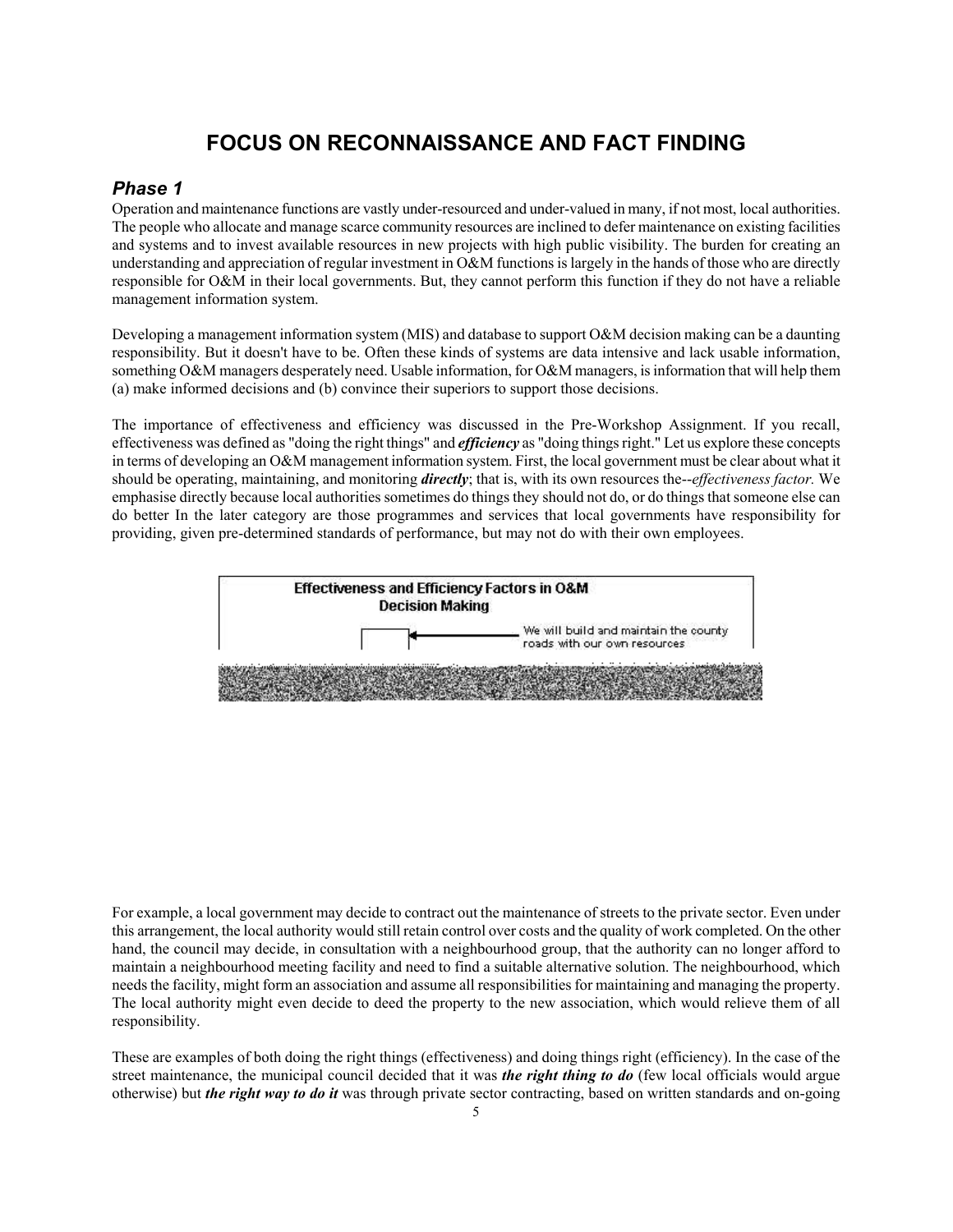# FOCUS ON RECONNAISSANCE AND FACT FINDING

## *Phase 1*

Operation and maintenance functions are vastly under-resourced and under-valued in many, if not most, local authorities. The people who allocate and manage scarce community resources are inclined to defer maintenance on existing facilities and systems and to invest available resources in new projects with high public visibility. The burden for creating an understanding and appreciation of regular investment in O&M functions is largely in the hands of those who are directly responsible for O&M in their local governments. But, they cannot perform this function if they do not have a reliable management information system.

Developing a management information system (MIS) and database to support O&M decision making can be a daunting responsibility. But it doesn't have to be. Often these kinds of systems are data intensive and lack usable information, something O&M managers desperately need. Usable information, for O&M managers, is information that will help them (a) make informed decisions and (b) convince their superiors to support those decisions.

The importance of effectiveness and efficiency was discussed in the Pre-Workshop Assignment. If you recall, effectiveness was defined as "doing the right things" and ***efficiency*** as "doing things right." Let us explore these concepts in terms of developing an O&M management information system. First, the local government must be clear about what it should be operating, maintaining, and monitoring ***directly***; that is, with its own resources the--*effectiveness factor.* We emphasise directly because local authorities sometimes do things they should not do, or do things that someone else can do better In the later category are those programmes and services that local governments have responsibility for providing, given pre-determined standards of performance, but may not do with their own employees.

**Effectiveness and Efficiency Factors in O&M Decision Making**

We will build and maintain the county roads with our own resources

For example, a local government may decide to contract out the maintenance of streets to the private sector. Even under this arrangement, the local authority would still retain control over costs and the quality of work completed. On the other hand, the council may decide, in consultation with a neighbourhood group, that the authority can no longer afford to maintain a neighbourhood meeting facility and need to find a suitable alternative solution. The neighbourhood, which needs the facility, might form an association and assume all responsibilities for maintaining and managing the property. The local authority might even decide to deed the property to the new association, which would relieve them of all responsibility.

These are examples of both doing the right things (effectiveness) and doing things right (efficiency). In the case of the street maintenance, the municipal council decided that it was ***the right thing to do*** (few local officials would argue otherwise) but ***the right way to do it*** was through private sector contracting, based on written standards and on-going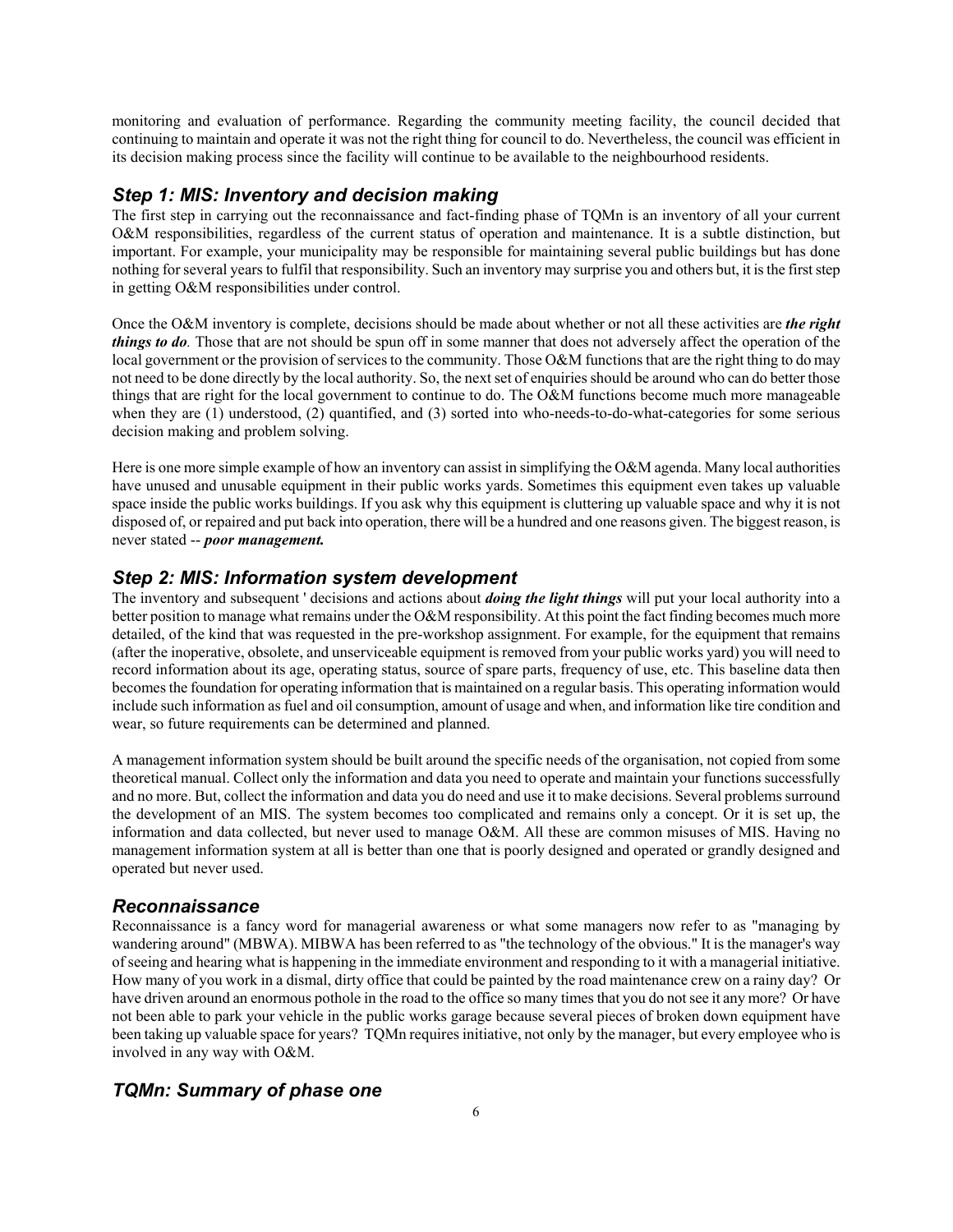monitoring and evaluation of performance. Regarding the community meeting facility, the council decided that continuing to maintain and operate it was not the right thing for council to do. Nevertheless, the council was efficient in its decision making process since the facility will continue to be available to the neighbourhood residents.

### *Step 1: MIS: Inventory and decision making*

The first step in carrying out the reconnaissance and fact-finding phase of TQMn is an inventory of all your current O&M responsibilities, regardless of the current status of operation and maintenance. It is a subtle distinction, but important. For example, your municipality may be responsible for maintaining several public buildings but has done nothing for several years to fulfil that responsibility. Such an inventory may surprise you and others but, it is the first step in getting O&M responsibilities under control.

Once the O&M inventory is complete, decisions should be made about whether or not all these activities are ***the right things to do***. Those that are not should be spun off in some manner that does not adversely affect the operation of the local government or the provision of services to the community. Those O&M functions that are the right thing to do may not need to be done directly by the local authority. So, the next set of enquiries should be around who can do better those things that are right for the local government to continue to do. The O&M functions become much more manageable when they are (1) understood, (2) quantified, and (3) sorted into who-needs-to-do-what-categories for some serious decision making and problem solving.

Here is one more simple example of how an inventory can assist in simplifying the O&M agenda. Many local authorities have unused and unusable equipment in their public works yards. Sometimes this equipment even takes up valuable space inside the public works buildings. If you ask why this equipment is cluttering up valuable space and why it is not disposed of, or repaired and put back into operation, there will be a hundred and one reasons given. The biggest reason, is never stated -- ***poor management.***

### *Step 2: MIS: Information system development*

The inventory and subsequent ' decisions and actions about ***doing the light things*** will put your local authority into a better position to manage what remains under the O&M responsibility. At this point the fact finding becomes much more detailed, of the kind that was requested in the pre-workshop assignment. For example, for the equipment that remains (after the inoperative, obsolete, and unserviceable equipment is removed from your public works yard) you will need to record information about its age, operating status, source of spare parts, frequency of use, etc. This baseline data then becomes the foundation for operating information that is maintained on a regular basis. This operating information would include such information as fuel and oil consumption, amount of usage and when, and information like tire condition and wear, so future requirements can be determined and planned.

A management information system should be built around the specific needs of the organisation, not copied from some theoretical manual. Collect only the information and data you need to operate and maintain your functions successfully and no more. But, collect the information and data you do need and use it to make decisions. Several problems surround the development of an MIS. The system becomes too complicated and remains only a concept. Or it is set up, the information and data collected, but never used to manage O&M. All these are common misuses of MIS. Having no management information system at all is better than one that is poorly designed and operated or grandly designed and operated but never used.

### *Reconnaissance*

Reconnaissance is a fancy word for managerial awareness or what some managers now refer to as "managing by wandering around" (MBWA). MIBWA has been referred to as "the technology of the obvious." It is the manager's way of seeing and hearing what is happening in the immediate environment and responding to it with a managerial initiative. How many of you work in a dismal, dirty office that could be painted by the road maintenance crew on a rainy day? Or have driven around an enormous pothole in the road to the office so many times that you do not see it any more? Or have not been able to park your vehicle in the public works garage because several pieces of broken down equipment have been taking up valuable space for years? TQMn requires initiative, not only by the manager, but every employee who is involved in any way with O&M.

### *TQMn: Summary of phase one*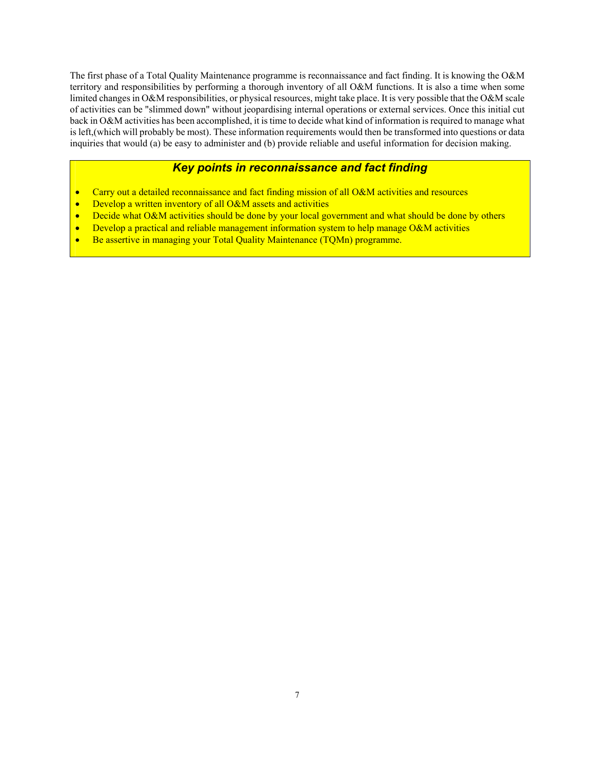The first phase of a Total Quality Maintenance programme is reconnaissance and fact finding. It is knowing the O&M territory and responsibilities by performing a thorough inventory of all O&M functions. It is also a time when some limited changes in O&M responsibilities, or physical resources, might take place. It is very possible that the O&M scale of activities can be "slimmed down" without jeopardising internal operations or external services. Once this initial cut back in O&M activities has been accomplished, it is time to decide what kind of information is required to manage what is left,(which will probably be most). These information requirements would then be transformed into questions or data inquiries that would (a) be easy to administer and (b) provide reliable and useful information for decision making.

### *Key points in reconnaissance and fact finding*

- Carry out a detailed reconnaissance and fact finding mission of all O&M activities and resources
- Develop a written inventory of all O&M assets and activities
- Decide what O&M activities should be done by your local government and what should be done by others
- Develop a practical and reliable management information system to help manage O&M activities
- Be assertive in managing your Total Quality Maintenance (TQMn) programme.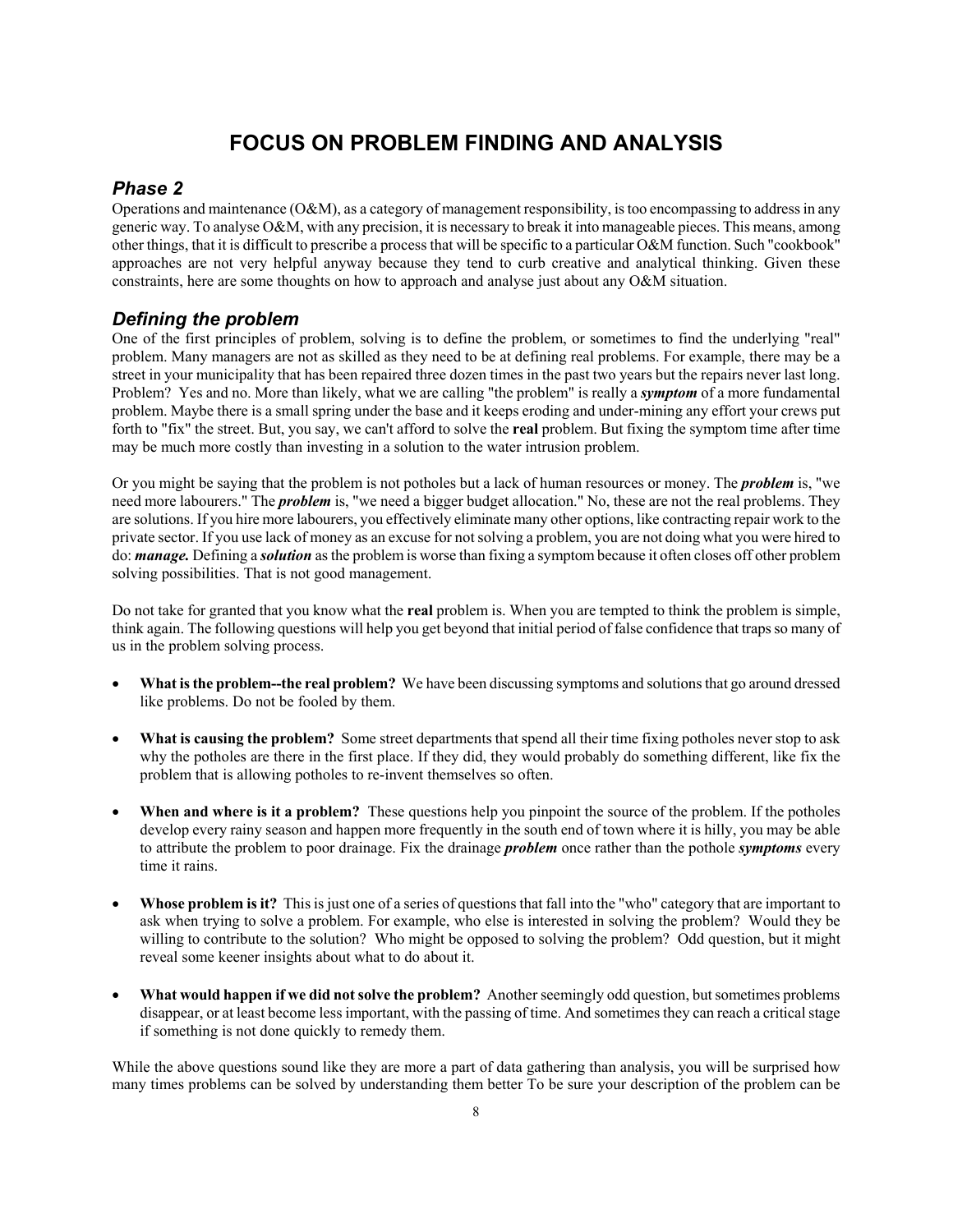# FOCUS ON PROBLEM FINDING AND ANALYSIS

## *Phase 2*

Operations and maintenance (O&M), as a category of management responsibility, is too encompassing to address in any generic way. To analyse O&M, with any precision, it is necessary to break it into manageable pieces. This means, among other things, that it is difficult to prescribe a process that will be specific to a particular O&M function. Such "cookbook" approaches are not very helpful anyway because they tend to curb creative and analytical thinking. Given these constraints, here are some thoughts on how to approach and analyse just about any O&M situation.

## *Defining the problem*

One of the first principles of problem, solving is to define the problem, or sometimes to find the underlying "real" problem. Many managers are not as skilled as they need to be at defining real problems. For example, there may be a street in your municipality that has been repaired three dozen times in the past two years but the repairs never last long. Problem? Yes and no. More than likely, what we are calling "the problem" is really a ***symptom*** of a more fundamental problem. Maybe there is a small spring under the base and it keeps eroding and under-mining any effort your crews put forth to "fix" the street. But, you say, we can't afford to solve the **real** problem. But fixing the symptom time after time may be much more costly than investing in a solution to the water intrusion problem.

Or you might be saying that the problem is not potholes but a lack of human resources or money. The ***problem*** is, "we need more labourers." The ***problem*** is, "we need a bigger budget allocation." No, these are not the real problems. They are solutions. If you hire more labourers, you effectively eliminate many other options, like contracting repair work to the private sector. If you use lack of money as an excuse for not solving a problem, you are not doing what you were hired to do: ***manage.*** Defining a ***solution*** as the problem is worse than fixing a symptom because it often closes off other problem solving possibilities. That is not good management.

Do not take for granted that you know what the **real** problem is. When you are tempted to think the problem is simple, think again. The following questions will help you get beyond that initial period of false confidence that traps so many of us in the problem solving process.

- **What is the problem--the real problem?** We have been discussing symptoms and solutions that go around dressed like problems. Do not be fooled by them.

- **What is causing the problem?** Some street departments that spend all their time fixing potholes never stop to ask why the potholes are there in the first place. If they did, they would probably do something different, like fix the problem that is allowing potholes to re-invent themselves so often.

- **When and where is it a problem?** These questions help you pinpoint the source of the problem. If the potholes develop every rainy season and happen more frequently in the south end of town where it is hilly, you may be able to attribute the problem to poor drainage. Fix the drainage ***problem*** once rather than the pothole ***symptoms*** every time it rains.

- **Whose problem is it?** This is just one of a series of questions that fall into the "who" category that are important to ask when trying to solve a problem. For example, who else is interested in solving the problem? Would they be willing to contribute to the solution? Who might be opposed to solving the problem? Odd question, but it might reveal some keener insights about what to do about it.

- **What would happen if we did not solve the problem?** Another seemingly odd question, but sometimes problems disappear, or at least become less important, with the passing of time. And sometimes they can reach a critical stage if something is not done quickly to remedy them.

While the above questions sound like they are more a part of data gathering than analysis, you will be surprised how many times problems can be solved by understanding them better To be sure your description of the problem can be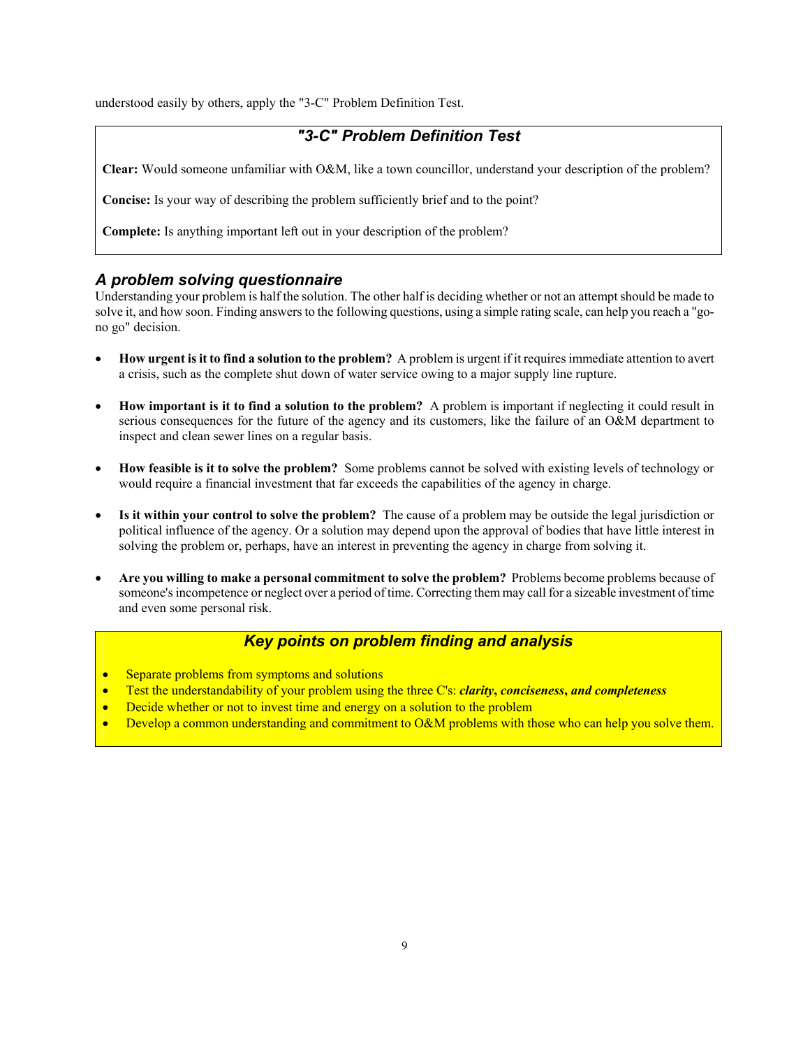understood easily by others, apply the "3-C" Problem Definition Test.

### *"3-C" Problem Definition Test*

**Clear:** Would someone unfamiliar with O&M, like a town councillor, understand your description of the problem?

**Concise:** Is your way of describing the problem sufficiently brief and to the point?

**Complete:** Is anything important left out in your description of the problem?

## *A problem solving questionnaire*

Understanding your problem is half the solution. The other half is deciding whether or not an attempt should be made to solve it, and how soon. Finding answers to the following questions, using a simple rating scale, can help you reach a "go-no go" decision.

- **How urgent is it to find a solution to the problem?** A problem is urgent if it requires immediate attention to avert a crisis, such as the complete shut down of water service owing to a major supply line rupture.
- **How important is it to find a solution to the problem?** A problem is important if neglecting it could result in serious consequences for the future of the agency and its customers, like the failure of an O&M department to inspect and clean sewer lines on a regular basis.
- **How feasible is it to solve the problem?** Some problems cannot be solved with existing levels of technology or would require a financial investment that far exceeds the capabilities of the agency in charge.
- **Is it within your control to solve the problem?** The cause of a problem may be outside the legal jurisdiction or political influence of the agency. Or a solution may depend upon the approval of bodies that have little interest in solving the problem or, perhaps, have an interest in preventing the agency in charge from solving it.
- **Are you willing to make a personal commitment to solve the problem?** Problems become problems because of someone's incompetence or neglect over a period of time. Correcting them may call for a sizeable investment of time and even some personal risk.

### *Key points on problem finding and analysis*

- Separate problems from symptoms and solutions
- Test the understandability of your problem using the three C's: ***clarity, conciseness, and completeness***
- Decide whether or not to invest time and energy on a solution to the problem
- Develop a common understanding and commitment to O&M problems with those who can help you solve them.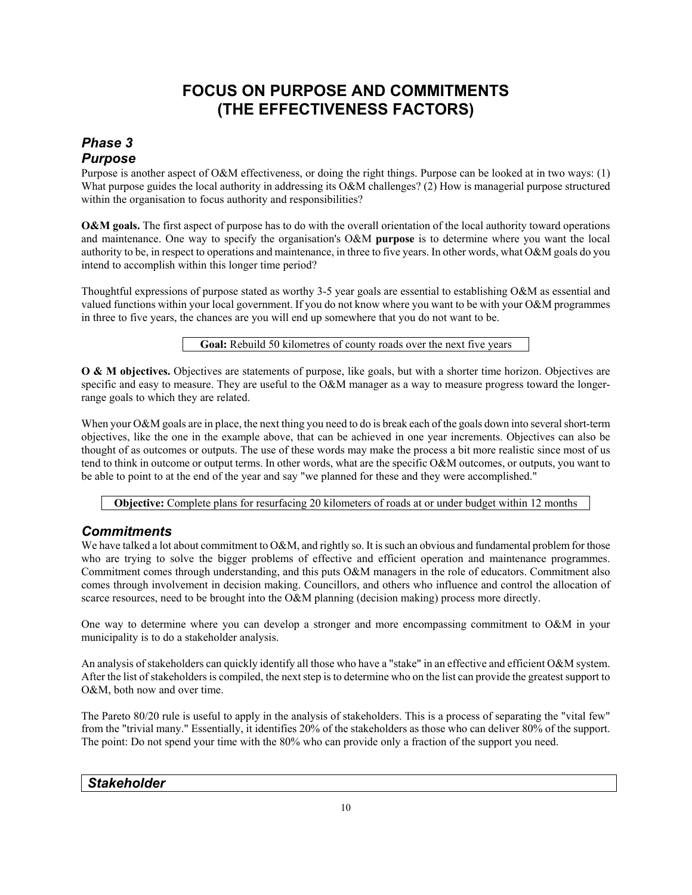# FOCUS ON PURPOSE AND COMMITMENTS (THE EFFECTIVENESS FACTORS)

## *Phase 3*
## *Purpose*

Purpose is another aspect of O&M effectiveness, or doing the right things. Purpose can be looked at in two ways: (1) What purpose guides the local authority in addressing its O&M challenges? (2) How is managerial purpose structured within the organisation to focus authority and responsibilities?

**O&M goals.** The first aspect of purpose has to do with the overall orientation of the local authority toward operations and maintenance. One way to specify the organisation's O&M **purpose** is to determine where you want the local authority to be, in respect to operations and maintenance, in three to five years. In other words, what O&M goals do you intend to accomplish within this longer time period?

Thoughtful expressions of purpose stated as worthy 3-5 year goals are essential to establishing O&M as essential and valued functions within your local government. If you do not know where you want to be with your O&M programmes in three to five years, the chances are you will end up somewhere that you do not want to be.

| **Goal:** Rebuild 50 kilometres of county roads over the next five years |
|---|

**O & M objectives.** Objectives are statements of purpose, like goals, but with a shorter time horizon. Objectives are specific and easy to measure. They are useful to the O&M manager as a way to measure progress toward the longer-range goals to which they are related.

When your O&M goals are in place, the next thing you need to do is break each of the goals down into several short-term objectives, like the one in the example above, that can be achieved in one year increments. Objectives can also be thought of as outcomes or outputs. The use of these words may make the process a bit more realistic since most of us tend to think in outcome or output terms. In other words, what are the specific O&M outcomes, or outputs, you want to be able to point to at the end of the year and say "we planned for these and they were accomplished."

| **Objective:** Complete plans for resurfacing 20 kilometers of roads at or under budget within 12 months |
|---|

## *Commitments*

We have talked a lot about commitment to O&M, and rightly so. It is such an obvious and fundamental problem for those who are trying to solve the bigger problems of effective and efficient operation and maintenance programmes. Commitment comes through understanding, and this puts O&M managers in the role of educators. Commitment also comes through involvement in decision making. Councillors, and others who influence and control the allocation of scarce resources, need to be brought into the O&M planning (decision making) process more directly.

One way to determine where you can develop a stronger and more encompassing commitment to O&M in your municipality is to do a stakeholder analysis.

An analysis of stakeholders can quickly identify all those who have a "stake" in an effective and efficient O&M system. After the list of stakeholders is compiled, the next step is to determine who on the list can provide the greatest support to O&M, both now and over time.

The Pareto 80/20 rule is useful to apply in the analysis of stakeholders. This is a process of separating the "vital few" from the "trivial many." Essentially, it identifies 20% of the stakeholders as those who can deliver 80% of the support. The point: Do not spend your time with the 80% who can provide only a fraction of the support you need.

| ***Stakeholder*** |
|---|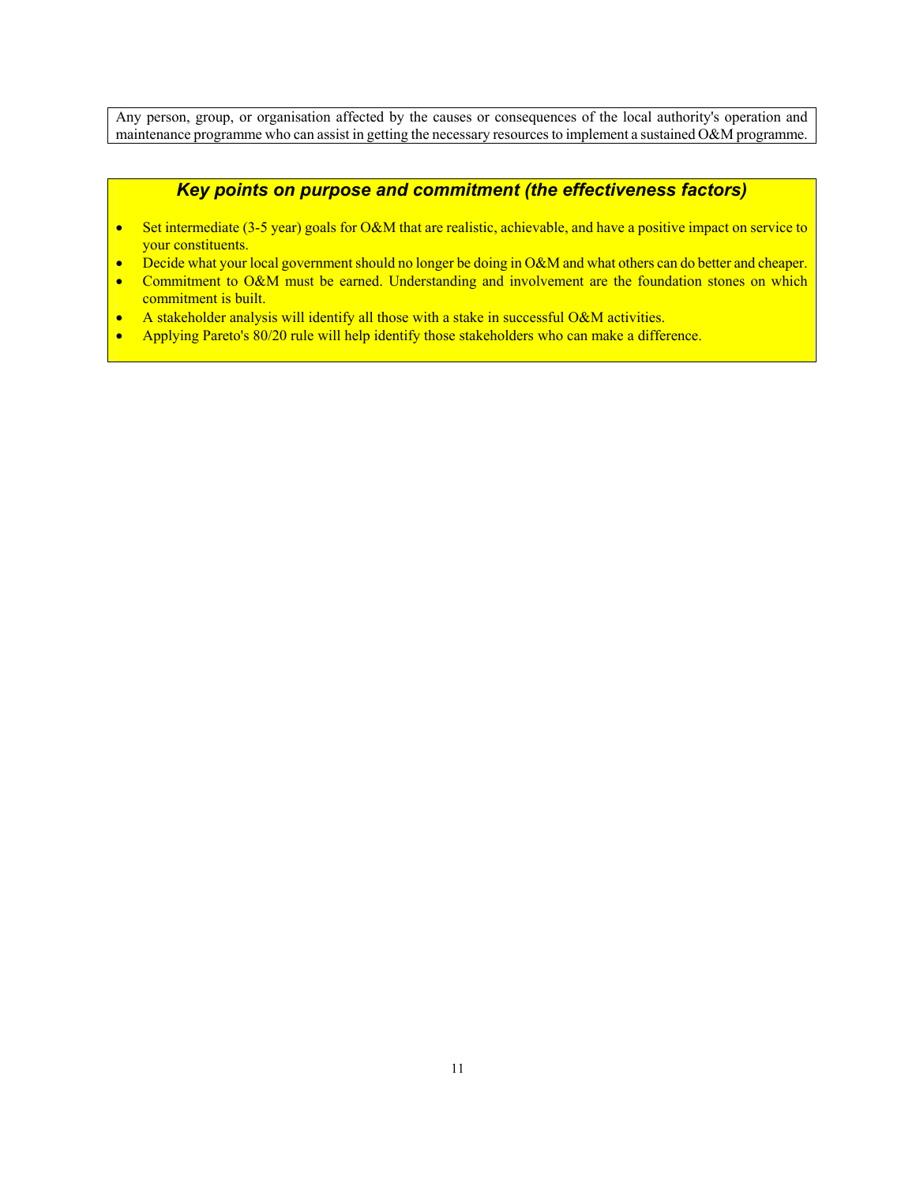Any person, group, or organisation affected by the causes or consequences of the local authority's operation and maintenance programme who can assist in getting the necessary resources to implement a sustained O&M programme.

### *Key points on purpose and commitment (the effectiveness factors)*

- Set intermediate (3-5 year) goals for O&M that are realistic, achievable, and have a positive impact on service to your constituents.
- Decide what your local government should no longer be doing in O&M and what others can do better and cheaper.
- Commitment to O&M must be earned. Understanding and involvement are the foundation stones on which commitment is built.
- A stakeholder analysis will identify all those with a stake in successful O&M activities.
- Applying Pareto's 80/20 rule will help identify those stakeholders who can make a difference.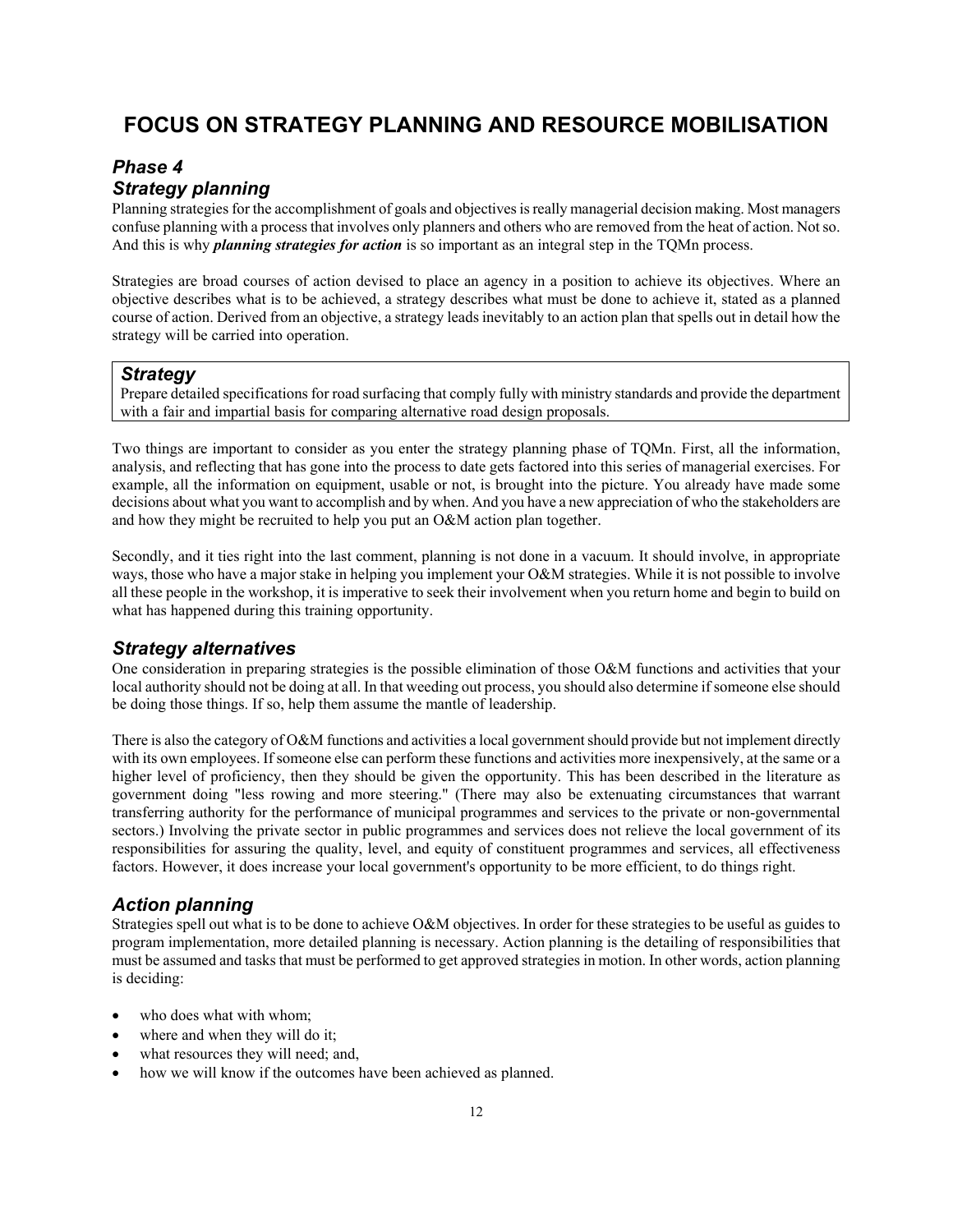# FOCUS ON STRATEGY PLANNING AND RESOURCE MOBILISATION

## *Phase 4*
## *Strategy planning*

Planning strategies for the accomplishment of goals and objectives is really managerial decision making. Most managers confuse planning with a process that involves only planners and others who are removed from the heat of action. Not so. And this is why ***planning strategies for action*** is so important as an integral step in the TQMn process.

Strategies are broad courses of action devised to place an agency in a position to achieve its objectives. Where an objective describes what is to be achieved, a strategy describes what must be done to achieve it, stated as a planned course of action. Derived from an objective, a strategy leads inevitably to an action plan that spells out in detail how the strategy will be carried into operation.

> ***Strategy***
> Prepare detailed specifications for road surfacing that comply fully with ministry standards and provide the department with a fair and impartial basis for comparing alternative road design proposals.

Two things are important to consider as you enter the strategy planning phase of TQMn. First, all the information, analysis, and reflecting that has gone into the process to date gets factored into this series of managerial exercises. For example, all the information on equipment, usable or not, is brought into the picture. You already have made some decisions about what you want to accomplish and by when. And you have a new appreciation of who the stakeholders are and how they might be recruited to help you put an O&M action plan together.

Secondly, and it ties right into the last comment, planning is not done in a vacuum. It should involve, in appropriate ways, those who have a major stake in helping you implement your O&M strategies. While it is not possible to involve all these people in the workshop, it is imperative to seek their involvement when you return home and begin to build on what has happened during this training opportunity.

## *Strategy alternatives*

One consideration in preparing strategies is the possible elimination of those O&M functions and activities that your local authority should not be doing at all. In that weeding out process, you should also determine if someone else should be doing those things. If so, help them assume the mantle of leadership.

There is also the category of O&M functions and activities a local government should provide but not implement directly with its own employees. If someone else can perform these functions and activities more inexpensively, at the same or a higher level of proficiency, then they should be given the opportunity. This has been described in the literature as government doing "less rowing and more steering." (There may also be extenuating circumstances that warrant transferring authority for the performance of municipal programmes and services to the private or non-governmental sectors.) Involving the private sector in public programmes and services does not relieve the local government of its responsibilities for assuring the quality, level, and equity of constituent programmes and services, all effectiveness factors. However, it does increase your local government's opportunity to be more efficient, to do things right.

## *Action planning*

Strategies spell out what is to be done to achieve O&M objectives. In order for these strategies to be useful as guides to program implementation, more detailed planning is necessary. Action planning is the detailing of responsibilities that must be assumed and tasks that must be performed to get approved strategies in motion. In other words, action planning is deciding:

- who does what with whom;
- where and when they will do it;
- what resources they will need; and,
- how we will know if the outcomes have been achieved as planned.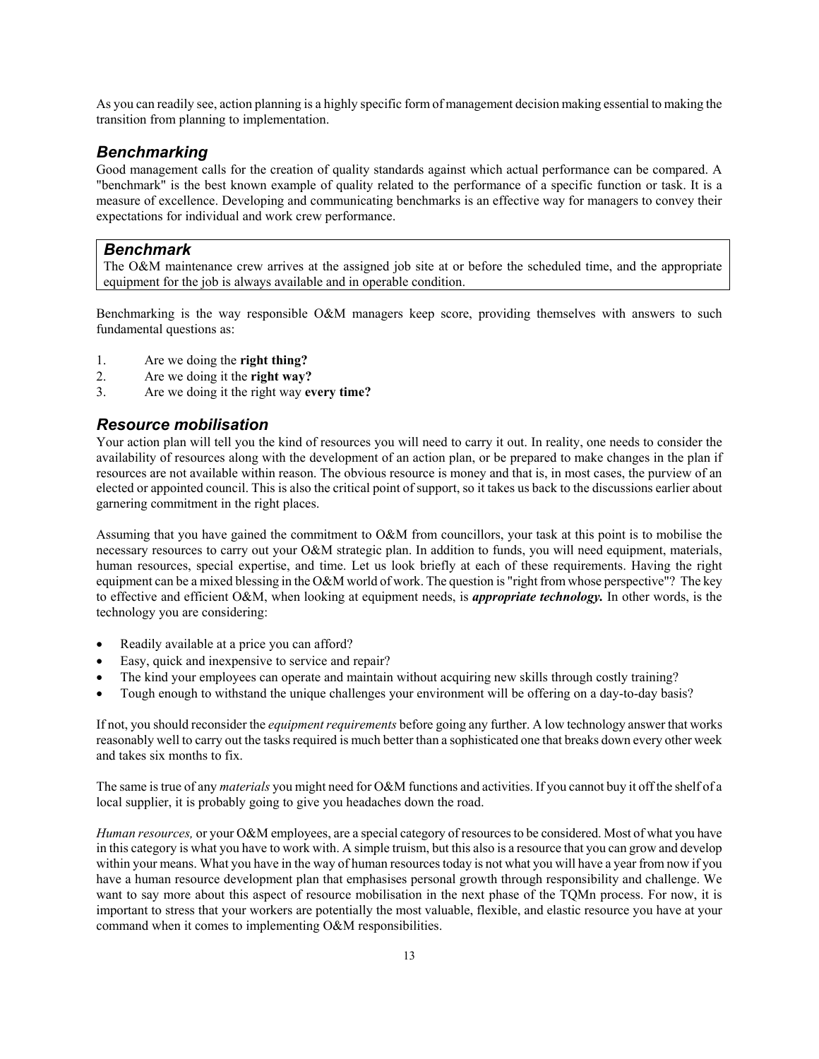As you can readily see, action planning is a highly specific form of management decision making essential to making the transition from planning to implementation.

## *Benchmarking*

Good management calls for the creation of quality standards against which actual performance can be compared. A "benchmark" is the best known example of quality related to the performance of a specific function or task. It is a measure of excellence. Developing and communicating benchmarks is an effective way for managers to convey their expectations for individual and work crew performance.

> ### *Benchmark*
> The O&M maintenance crew arrives at the assigned job site at or before the scheduled time, and the appropriate equipment for the job is always available and in operable condition.

Benchmarking is the way responsible O&M managers keep score, providing themselves with answers to such fundamental questions as:

1. Are we doing the **right thing?**
2. Are we doing it the **right way?**
3. Are we doing it the right way **every time?**

## *Resource mobilisation*

Your action plan will tell you the kind of resources you will need to carry it out. In reality, one needs to consider the availability of resources along with the development of an action plan, or be prepared to make changes in the plan if resources are not available within reason. The obvious resource is money and that is, in most cases, the purview of an elected or appointed council. This is also the critical point of support, so it takes us back to the discussions earlier about garnering commitment in the right places.

Assuming that you have gained the commitment to O&M from councillors, your task at this point is to mobilise the necessary resources to carry out your O&M strategic plan. In addition to funds, you will need equipment, materials, human resources, special expertise, and time. Let us look briefly at each of these requirements. Having the right equipment can be a mixed blessing in the O&M world of work. The question is "right from whose perspective"? The key to effective and efficient O&M, when looking at equipment needs, is ***appropriate technology.*** In other words, is the technology you are considering:

- Readily available at a price you can afford?
- Easy, quick and inexpensive to service and repair?
- The kind your employees can operate and maintain without acquiring new skills through costly training?
- Tough enough to withstand the unique challenges your environment will be offering on a day-to-day basis?

If not, you should reconsider the *equipment requirements* before going any further. A low technology answer that works reasonably well to carry out the tasks required is much better than a sophisticated one that breaks down every other week and takes six months to fix.

The same is true of any *materials* you might need for O&M functions and activities. If you cannot buy it off the shelf of a local supplier, it is probably going to give you headaches down the road.

*Human resources,* or your O&M employees, are a special category of resources to be considered. Most of what you have in this category is what you have to work with. A simple truism, but this also is a resource that you can grow and develop within your means. What you have in the way of human resources today is not what you will have a year from now if you have a human resource development plan that emphasises personal growth through responsibility and challenge. We want to say more about this aspect of resource mobilisation in the next phase of the TQMn process. For now, it is important to stress that your workers are potentially the most valuable, flexible, and elastic resource you have at your command when it comes to implementing O&M responsibilities.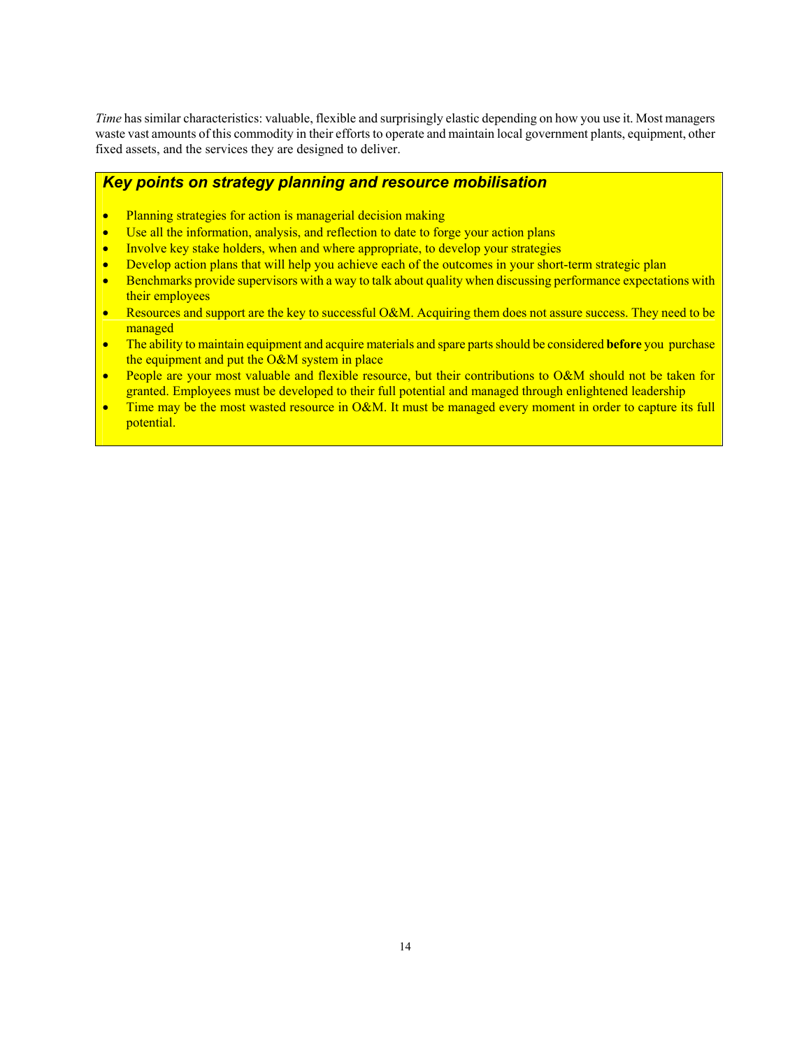*Time* has similar characteristics: valuable, flexible and surprisingly elastic depending on how you use it. Most managers waste vast amounts of this commodity in their efforts to operate and maintain local government plants, equipment, other fixed assets, and the services they are designed to deliver.

### *Key points on strategy planning and resource mobilisation*

- Planning strategies for action is managerial decision making
- Use all the information, analysis, and reflection to date to forge your action plans
- Involve key stake holders, when and where appropriate, to develop your strategies
- Develop action plans that will help you achieve each of the outcomes in your short-term strategic plan
- Benchmarks provide supervisors with a way to talk about quality when discussing performance expectations with their employees
- Resources and support are the key to successful O&M. Acquiring them does not assure success. They need to be managed
- The ability to maintain equipment and acquire materials and spare parts should be considered **before** you purchase the equipment and put the O&M system in place
- People are your most valuable and flexible resource, but their contributions to O&M should not be taken for granted. Employees must be developed to their full potential and managed through enlightened leadership
- Time may be the most wasted resource in O&M. It must be managed every moment in order to capture its full potential.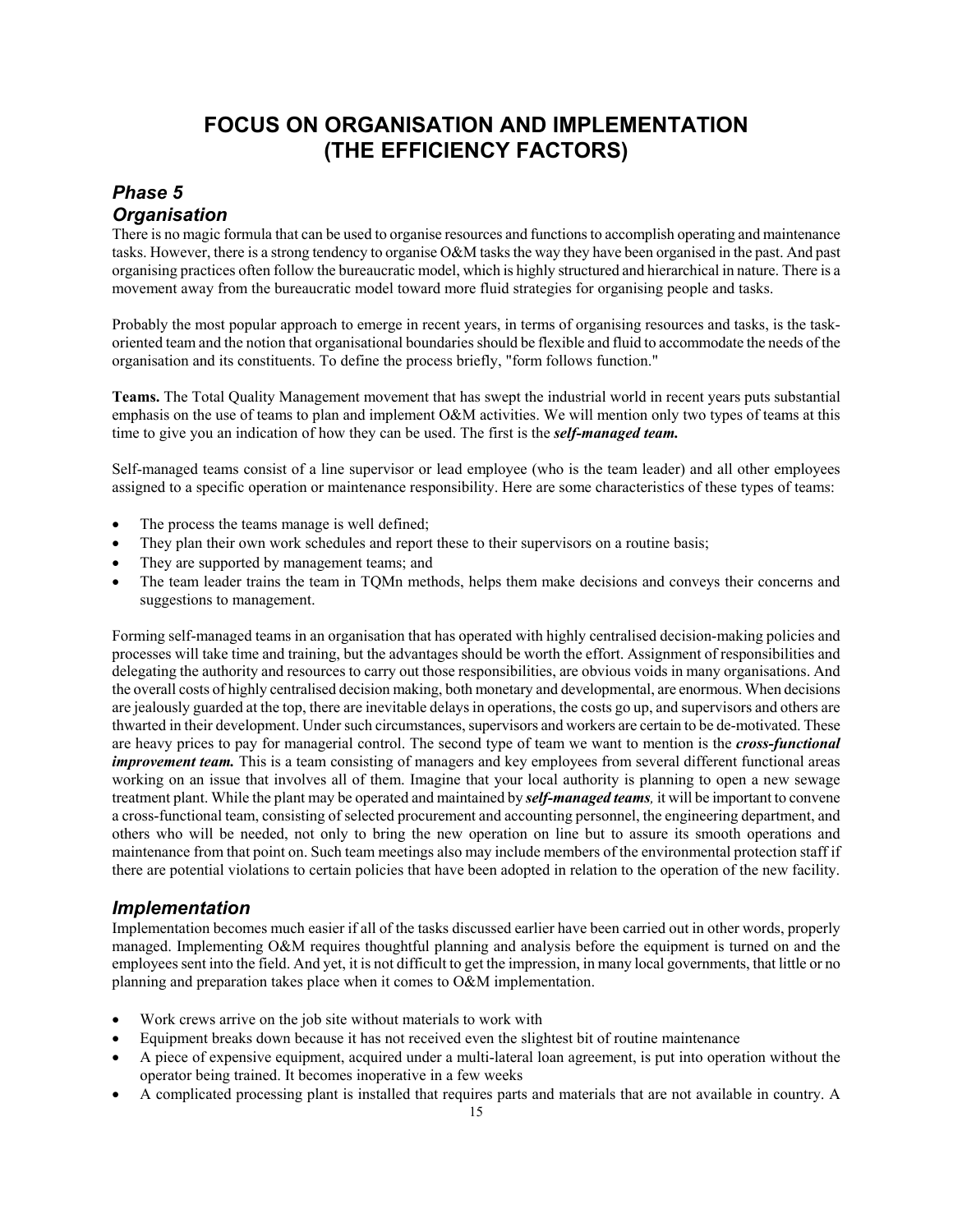# FOCUS ON ORGANISATION AND IMPLEMENTATION (THE EFFICIENCY FACTORS)

## *Phase 5*
## *Organisation*

There is no magic formula that can be used to organise resources and functions to accomplish operating and maintenance tasks. However, there is a strong tendency to organise O&M tasks the way they have been organised in the past. And past organising practices often follow the bureaucratic model, which is highly structured and hierarchical in nature. There is a movement away from the bureaucratic model toward more fluid strategies for organising people and tasks.

Probably the most popular approach to emerge in recent years, in terms of organising resources and tasks, is the task-oriented team and the notion that organisational boundaries should be flexible and fluid to accommodate the needs of the organisation and its constituents. To define the process briefly, "form follows function."

**Teams.** The Total Quality Management movement that has swept the industrial world in recent years puts substantial emphasis on the use of teams to plan and implement O&M activities. We will mention only two types of teams at this time to give you an indication of how they can be used. The first is the ***self-managed team.***

Self-managed teams consist of a line supervisor or lead employee (who is the team leader) and all other employees assigned to a specific operation or maintenance responsibility. Here are some characteristics of these types of teams:

- The process the teams manage is well defined;
- They plan their own work schedules and report these to their supervisors on a routine basis;
- They are supported by management teams; and
- The team leader trains the team in TQMn methods, helps them make decisions and conveys their concerns and suggestions to management.

Forming self-managed teams in an organisation that has operated with highly centralised decision-making policies and processes will take time and training, but the advantages should be worth the effort. Assignment of responsibilities and delegating the authority and resources to carry out those responsibilities, are obvious voids in many organisations. And the overall costs of highly centralised decision making, both monetary and developmental, are enormous. When decisions are jealously guarded at the top, there are inevitable delays in operations, the costs go up, and supervisors and others are thwarted in their development. Under such circumstances, supervisors and workers are certain to be de-motivated. These are heavy prices to pay for managerial control. The second type of team we want to mention is the ***cross-functional improvement team.*** This is a team consisting of managers and key employees from several different functional areas working on an issue that involves all of them. Imagine that your local authority is planning to open a new sewage treatment plant. While the plant may be operated and maintained by ***self-managed teams,*** it will be important to convene a cross-functional team, consisting of selected procurement and accounting personnel, the engineering department, and others who will be needed, not only to bring the new operation on line but to assure its smooth operations and maintenance from that point on. Such team meetings also may include members of the environmental protection staff if there are potential violations to certain policies that have been adopted in relation to the operation of the new facility.

## *Implementation*

Implementation becomes much easier if all of the tasks discussed earlier have been carried out in other words, properly managed. Implementing O&M requires thoughtful planning and analysis before the equipment is turned on and the employees sent into the field. And yet, it is not difficult to get the impression, in many local governments, that little or no planning and preparation takes place when it comes to O&M implementation.

- Work crews arrive on the job site without materials to work with
- Equipment breaks down because it has not received even the slightest bit of routine maintenance
- A piece of expensive equipment, acquired under a multi-lateral loan agreement, is put into operation without the operator being trained. It becomes inoperative in a few weeks
- A complicated processing plant is installed that requires parts and materials that are not available in country. A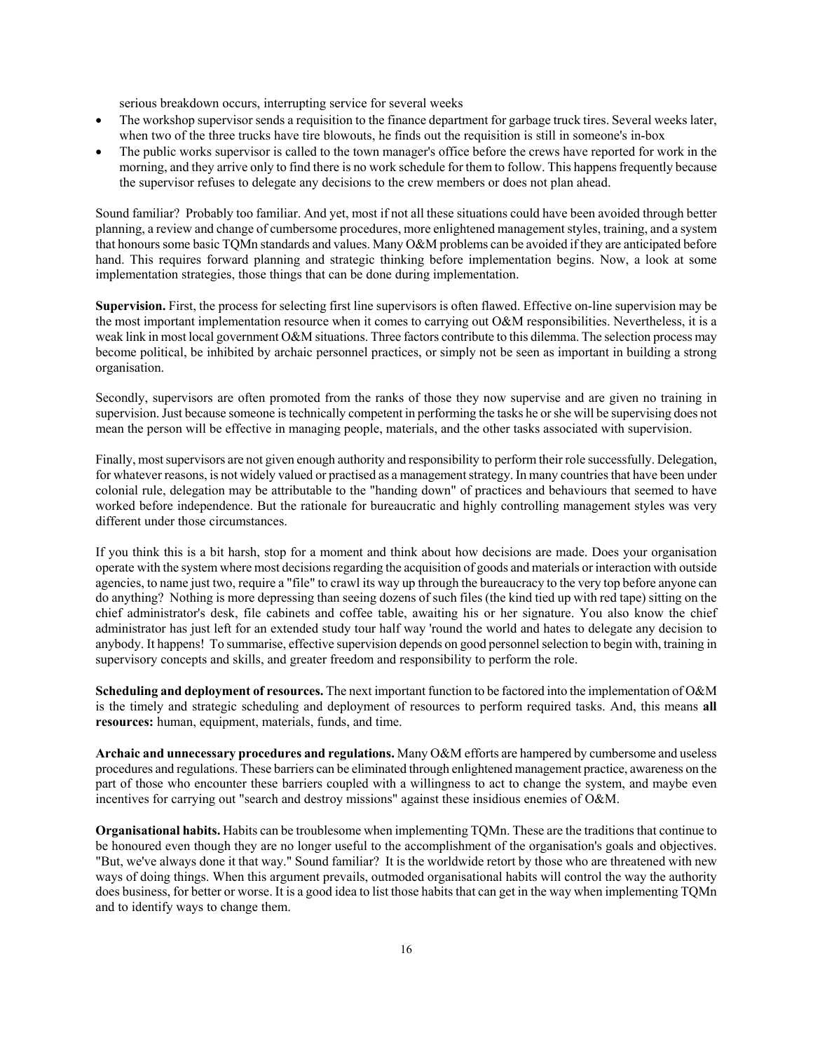serious breakdown occurs, interrupting service for several weeks

- The workshop supervisor sends a requisition to the finance department for garbage truck tires. Several weeks later, when two of the three trucks have tire blowouts, he finds out the requisition is still in someone's in-box
- The public works supervisor is called to the town manager's office before the crews have reported for work in the morning, and they arrive only to find there is no work schedule for them to follow. This happens frequently because the supervisor refuses to delegate any decisions to the crew members or does not plan ahead.

Sound familiar? Probably too familiar. And yet, most if not all these situations could have been avoided through better planning, a review and change of cumbersome procedures, more enlightened management styles, training, and a system that honours some basic TQMn standards and values. Many O&M problems can be avoided if they are anticipated before hand. This requires forward planning and strategic thinking before implementation begins. Now, a look at some implementation strategies, those things that can be done during implementation.

**Supervision.** First, the process for selecting first line supervisors is often flawed. Effective on-line supervision may be the most important implementation resource when it comes to carrying out O&M responsibilities. Nevertheless, it is a weak link in most local government O&M situations. Three factors contribute to this dilemma. The selection process may become political, be inhibited by archaic personnel practices, or simply not be seen as important in building a strong organisation.

Secondly, supervisors are often promoted from the ranks of those they now supervise and are given no training in supervision. Just because someone is technically competent in performing the tasks he or she will be supervising does not mean the person will be effective in managing people, materials, and the other tasks associated with supervision.

Finally, most supervisors are not given enough authority and responsibility to perform their role successfully. Delegation, for whatever reasons, is not widely valued or practised as a management strategy. In many countries that have been under colonial rule, delegation may be attributable to the "handing down" of practices and behaviours that seemed to have worked before independence. But the rationale for bureaucratic and highly controlling management styles was very different under those circumstances.

If you think this is a bit harsh, stop for a moment and think about how decisions are made. Does your organisation operate with the system where most decisions regarding the acquisition of goods and materials or interaction with outside agencies, to name just two, require a "file" to crawl its way up through the bureaucracy to the very top before anyone can do anything? Nothing is more depressing than seeing dozens of such files (the kind tied up with red tape) sitting on the chief administrator's desk, file cabinets and coffee table, awaiting his or her signature. You also know the chief administrator has just left for an extended study tour half way 'round the world and hates to delegate any decision to anybody. It happens! To summarise, effective supervision depends on good personnel selection to begin with, training in supervisory concepts and skills, and greater freedom and responsibility to perform the role.

**Scheduling and deployment of resources.** The next important function to be factored into the implementation of O&M is the timely and strategic scheduling and deployment of resources to perform required tasks. And, this means **all resources:** human, equipment, materials, funds, and time.

**Archaic and unnecessary procedures and regulations.** Many O&M efforts are hampered by cumbersome and useless procedures and regulations. These barriers can be eliminated through enlightened management practice, awareness on the part of those who encounter these barriers coupled with a willingness to act to change the system, and maybe even incentives for carrying out "search and destroy missions" against these insidious enemies of O&M.

**Organisational habits.** Habits can be troublesome when implementing TQMn. These are the traditions that continue to be honoured even though they are no longer useful to the accomplishment of the organisation's goals and objectives. "But, we've always done it that way." Sound familiar? It is the worldwide retort by those who are threatened with new ways of doing things. When this argument prevails, outmoded organisational habits will control the way the authority does business, for better or worse. It is a good idea to list those habits that can get in the way when implementing TQMn and to identify ways to change them.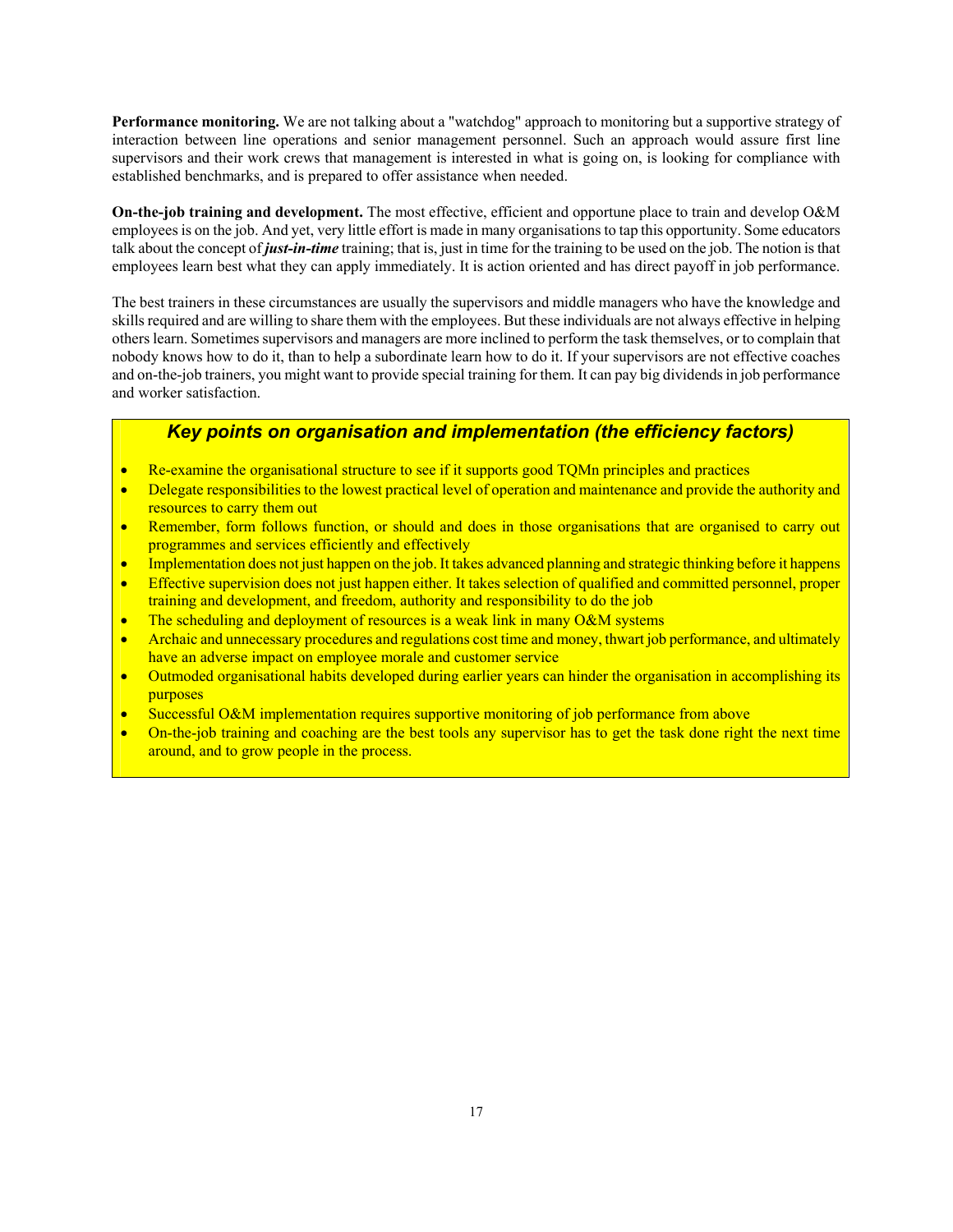**Performance monitoring.** We are not talking about a "watchdog" approach to monitoring but a supportive strategy of interaction between line operations and senior management personnel. Such an approach would assure first line supervisors and their work crews that management is interested in what is going on, is looking for compliance with established benchmarks, and is prepared to offer assistance when needed.

**On-the-job training and development.** The most effective, efficient and opportune place to train and develop O&M employees is on the job. And yet, very little effort is made in many organisations to tap this opportunity. Some educators talk about the concept of ***just-in-time*** training; that is, just in time for the training to be used on the job. The notion is that employees learn best what they can apply immediately. It is action oriented and has direct payoff in job performance.

The best trainers in these circumstances are usually the supervisors and middle managers who have the knowledge and skills required and are willing to share them with the employees. But these individuals are not always effective in helping others learn. Sometimes supervisors and managers are more inclined to perform the task themselves, or to complain that nobody knows how to do it, than to help a subordinate learn how to do it. If your supervisors are not effective coaches and on-the-job trainers, you might want to provide special training for them. It can pay big dividends in job performance and worker satisfaction.

### *Key points on organisation and implementation (the efficiency factors)*

- Re-examine the organisational structure to see if it supports good TQMn principles and practices
- Delegate responsibilities to the lowest practical level of operation and maintenance and provide the authority and resources to carry them out
- Remember, form follows function, or should and does in those organisations that are organised to carry out programmes and services efficiently and effectively
- Implementation does not just happen on the job. It takes advanced planning and strategic thinking before it happens
- Effective supervision does not just happen either. It takes selection of qualified and committed personnel, proper training and development, and freedom, authority and responsibility to do the job
- The scheduling and deployment of resources is a weak link in many O&M systems
- Archaic and unnecessary procedures and regulations cost time and money, thwart job performance, and ultimately have an adverse impact on employee morale and customer service
- Outmoded organisational habits developed during earlier years can hinder the organisation in accomplishing its purposes
- Successful O&M implementation requires supportive monitoring of job performance from above
- On-the-job training and coaching are the best tools any supervisor has to get the task done right the next time around, and to grow people in the process.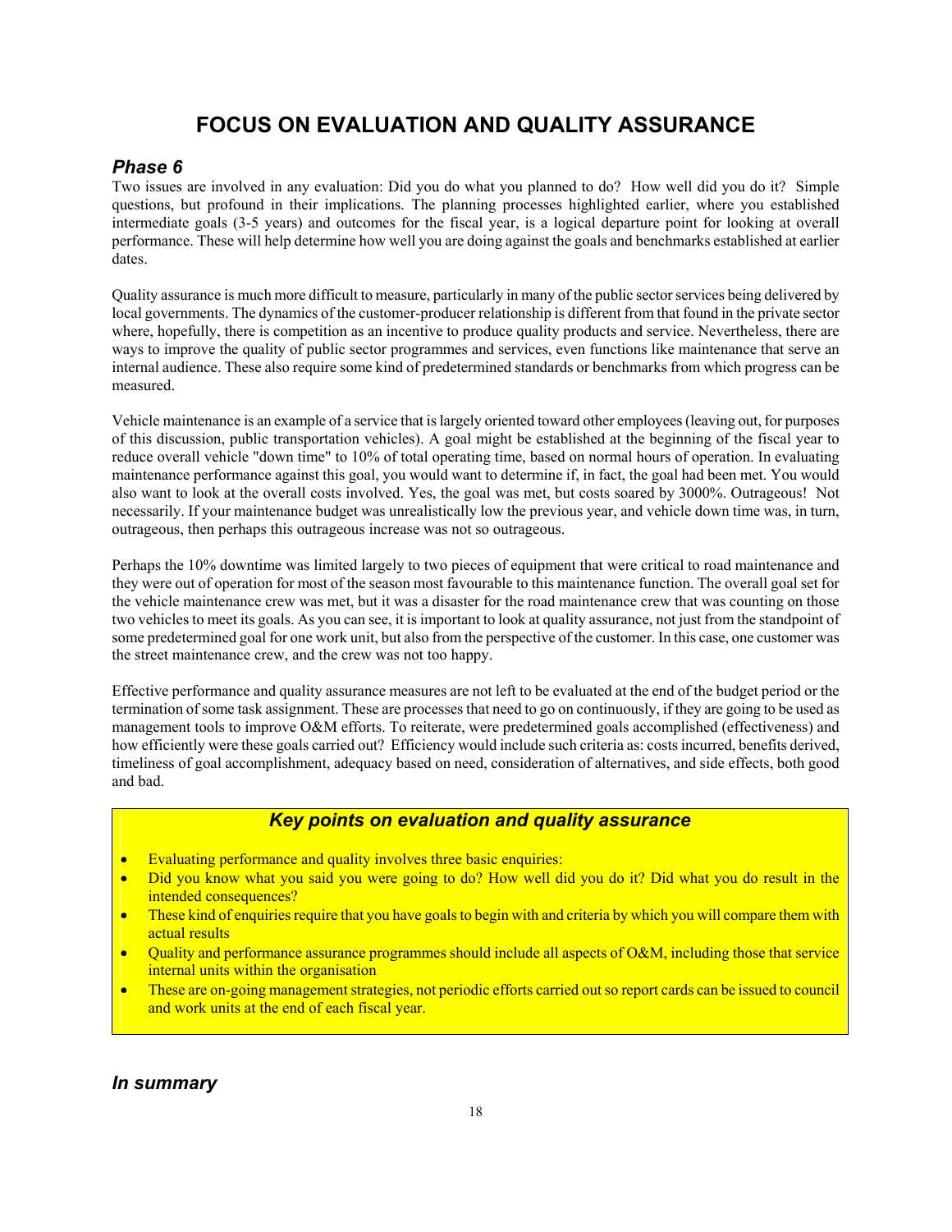# FOCUS ON EVALUATION AND QUALITY ASSURANCE

## *Phase 6*

Two issues are involved in any evaluation: Did you do what you planned to do? How well did you do it? Simple questions, but profound in their implications. The planning processes highlighted earlier, where you established intermediate goals (3-5 years) and outcomes for the fiscal year, is a logical departure point for looking at overall performance. These will help determine how well you are doing against the goals and benchmarks established at earlier dates.

Quality assurance is much more difficult to measure, particularly in many of the public sector services being delivered by local governments. The dynamics of the customer-producer relationship is different from that found in the private sector where, hopefully, there is competition as an incentive to produce quality products and service. Nevertheless, there are ways to improve the quality of public sector programmes and services, even functions like maintenance that serve an internal audience. These also require some kind of predetermined standards or benchmarks from which progress can be measured.

Vehicle maintenance is an example of a service that is largely oriented toward other employees (leaving out, for purposes of this discussion, public transportation vehicles). A goal might be established at the beginning of the fiscal year to reduce overall vehicle "down time" to 10% of total operating time, based on normal hours of operation. In evaluating maintenance performance against this goal, you would want to determine if, in fact, the goal had been met. You would also want to look at the overall costs involved. Yes, the goal was met, but costs soared by 3000%. Outrageous! Not necessarily. If your maintenance budget was unrealistically low the previous year, and vehicle down time was, in turn, outrageous, then perhaps this outrageous increase was not so outrageous.

Perhaps the 10% downtime was limited largely to two pieces of equipment that were critical to road maintenance and they were out of operation for most of the season most favourable to this maintenance function. The overall goal set for the vehicle maintenance crew was met, but it was a disaster for the road maintenance crew that was counting on those two vehicles to meet its goals. As you can see, it is important to look at quality assurance, not just from the standpoint of some predetermined goal for one work unit, but also from the perspective of the customer. In this case, one customer was the street maintenance crew, and the crew was not too happy.

Effective performance and quality assurance measures are not left to be evaluated at the end of the budget period or the termination of some task assignment. These are processes that need to go on continuously, if they are going to be used as management tools to improve O&M efforts. To reiterate, were predetermined goals accomplished (effectiveness) and how efficiently were these goals carried out? Efficiency would include such criteria as: costs incurred, benefits derived, timeliness of goal accomplishment, adequacy based on need, consideration of alternatives, and side effects, both good and bad.

### *Key points on evaluation and quality assurance*

- Evaluating performance and quality involves three basic enquiries:
- Did you know what you said you were going to do? How well did you do it? Did what you do result in the intended consequences?
- These kind of enquiries require that you have goals to begin with and criteria by which you will compare them with actual results
- Quality and performance assurance programmes should include all aspects of O&M, including those that service internal units within the organisation
- These are on-going management strategies, not periodic efforts carried out so report cards can be issued to council and work units at the end of each fiscal year.

## *In summary*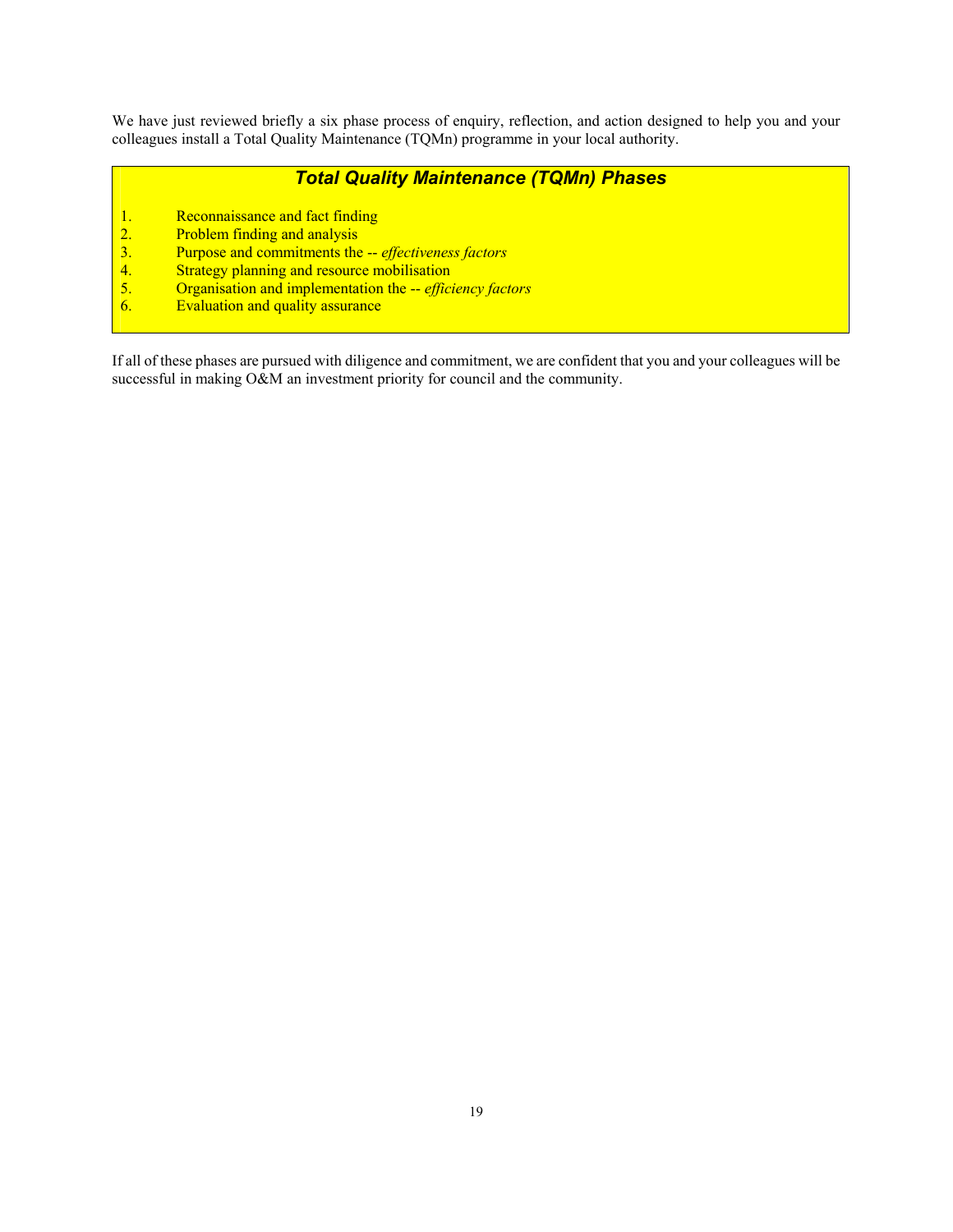We have just reviewed briefly a six phase process of enquiry, reflection, and action designed to help you and your colleagues install a Total Quality Maintenance (TQMn) programme in your local authority.

### *Total Quality Maintenance (TQMn) Phases*

1. Reconnaissance and fact finding
2. Problem finding and analysis
3. Purpose and commitments the -- *effectiveness factors*
4. Strategy planning and resource mobilisation
5. Organisation and implementation the -- *efficiency factors*
6. Evaluation and quality assurance

If all of these phases are pursued with diligence and commitment, we are confident that you and your colleagues will be successful in making O&M an investment priority for council and the community.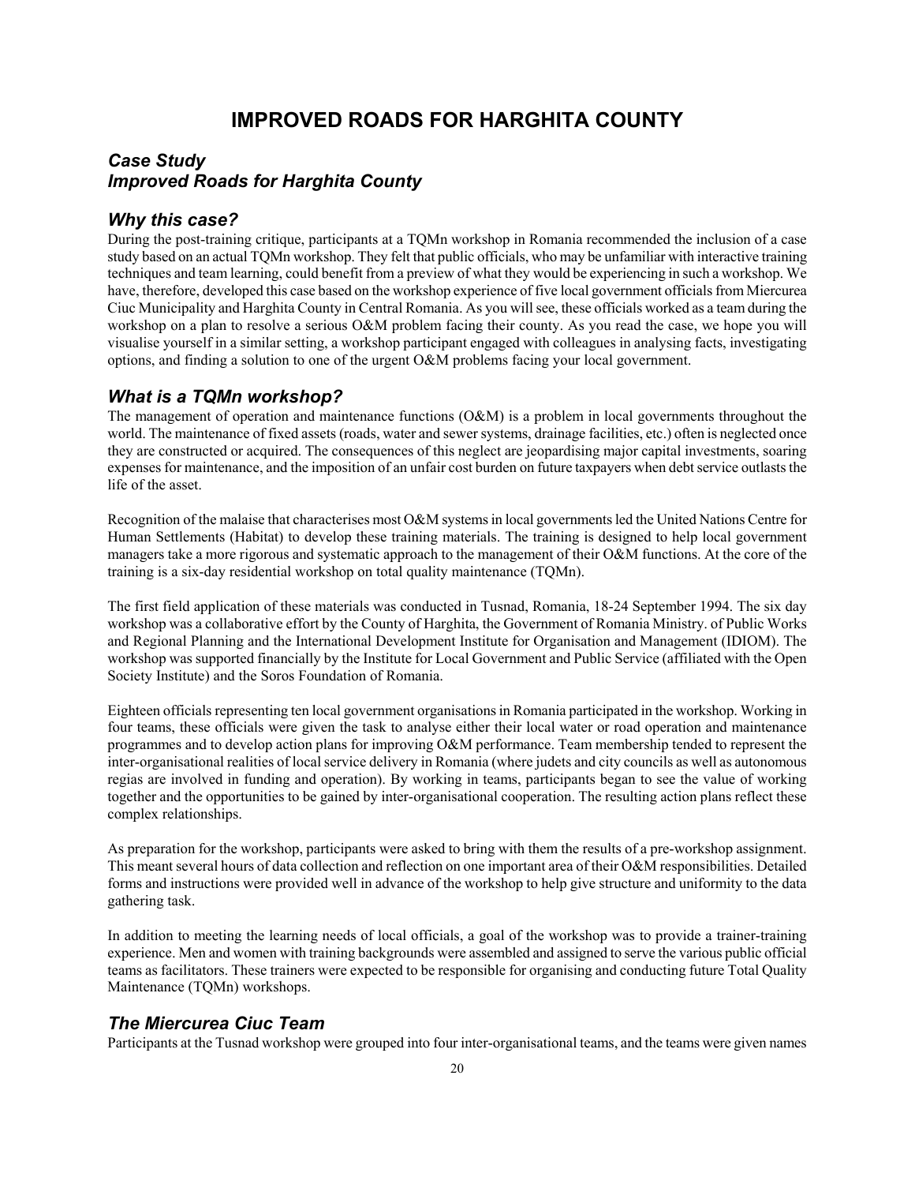# IMPROVED ROADS FOR HARGHITA COUNTY

### *Case Study*
### *Improved Roads for Harghita County*

## *Why this case?*

During the post-training critique, participants at a TQMn workshop in Romania recommended the inclusion of a case study based on an actual TQMn workshop. They felt that public officials, who may be unfamiliar with interactive training techniques and team learning, could benefit from a preview of what they would be experiencing in such a workshop. We have, therefore, developed this case based on the workshop experience of five local government officials from Miercurea Ciuc Municipality and Harghita County in Central Romania. As you will see, these officials worked as a team during the workshop on a plan to resolve a serious O&M problem facing their county. As you read the case, we hope you will visualise yourself in a similar setting, a workshop participant engaged with colleagues in analysing facts, investigating options, and finding a solution to one of the urgent O&M problems facing your local government.

## *What is a TQMn workshop?*

The management of operation and maintenance functions (O&M) is a problem in local governments throughout the world. The maintenance of fixed assets (roads, water and sewer systems, drainage facilities, etc.) often is neglected once they are constructed or acquired. The consequences of this neglect are jeopardising major capital investments, soaring expenses for maintenance, and the imposition of an unfair cost burden on future taxpayers when debt service outlasts the life of the asset.

Recognition of the malaise that characterises most O&M systems in local governments led the United Nations Centre for Human Settlements (Habitat) to develop these training materials. The training is designed to help local government managers take a more rigorous and systematic approach to the management of their O&M functions. At the core of the training is a six-day residential workshop on total quality maintenance (TQMn).

The first field application of these materials was conducted in Tusnad, Romania, 18-24 September 1994. The six day workshop was a collaborative effort by the County of Harghita, the Government of Romania Ministry. of Public Works and Regional Planning and the International Development Institute for Organisation and Management (IDIOM). The workshop was supported financially by the Institute for Local Government and Public Service (affiliated with the Open Society Institute) and the Soros Foundation of Romania.

Eighteen officials representing ten local government organisations in Romania participated in the workshop. Working in four teams, these officials were given the task to analyse either their local water or road operation and maintenance programmes and to develop action plans for improving O&M performance. Team membership tended to represent the inter-organisational realities of local service delivery in Romania (where judets and city councils as well as autonomous regias are involved in funding and operation). By working in teams, participants began to see the value of working together and the opportunities to be gained by inter-organisational cooperation. The resulting action plans reflect these complex relationships.

As preparation for the workshop, participants were asked to bring with them the results of a pre-workshop assignment. This meant several hours of data collection and reflection on one important area of their O&M responsibilities. Detailed forms and instructions were provided well in advance of the workshop to help give structure and uniformity to the data gathering task.

In addition to meeting the learning needs of local officials, a goal of the workshop was to provide a trainer-training experience. Men and women with training backgrounds were assembled and assigned to serve the various public official teams as facilitators. These trainers were expected to be responsible for organising and conducting future Total Quality Maintenance (TQMn) workshops.

## *The Miercurea Ciuc Team*

Participants at the Tusnad workshop were grouped into four inter-organisational teams, and the teams were given names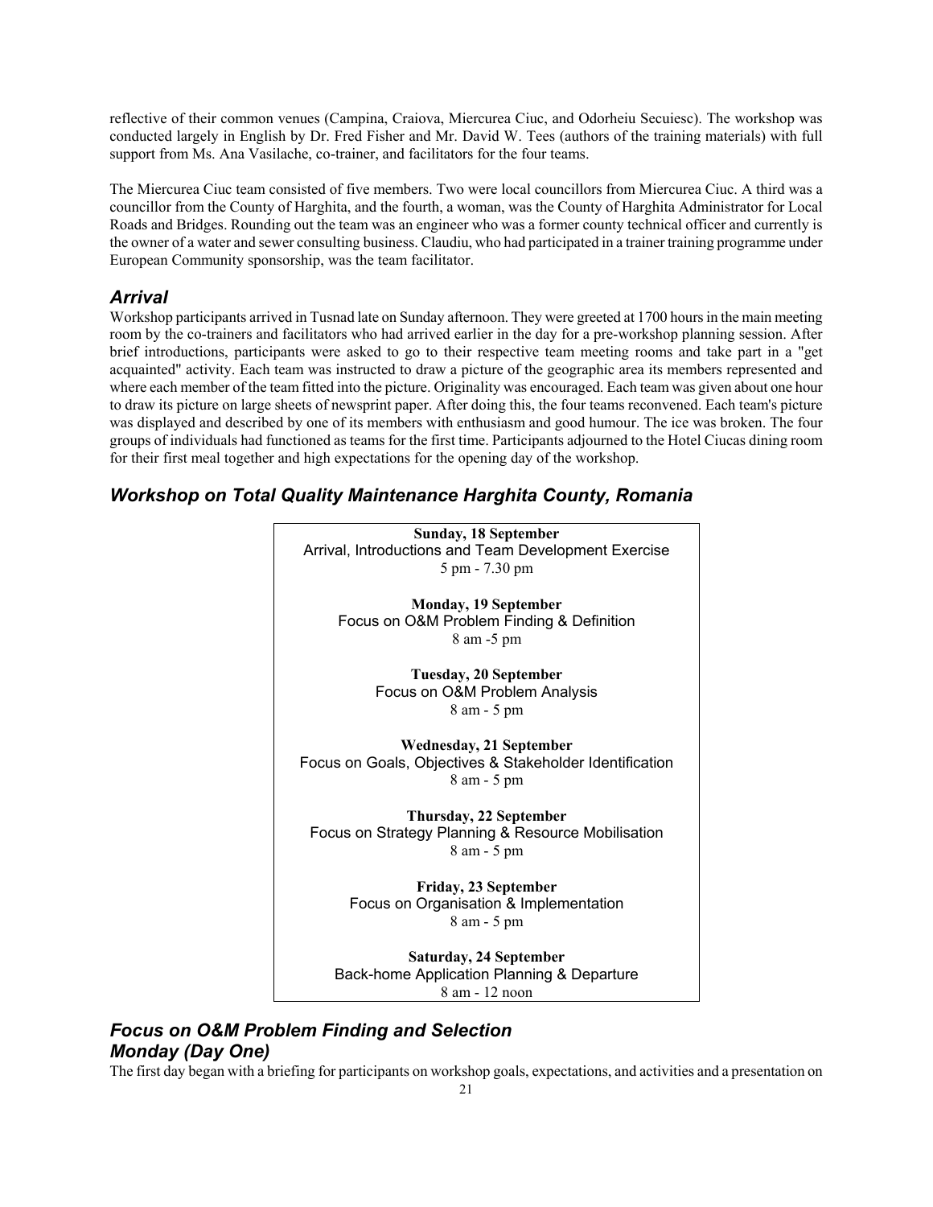reflective of their common venues (Campina, Craiova, Miercurea Ciuc, and Odorheiu Secuiesc). The workshop was conducted largely in English by Dr. Fred Fisher and Mr. David W. Tees (authors of the training materials) with full support from Ms. Ana Vasilache, co-trainer, and facilitators for the four teams.

The Miercurea Ciuc team consisted of five members. Two were local councillors from Miercurea Ciuc. A third was a councillor from the County of Harghita, and the fourth, a woman, was the County of Harghita Administrator for Local Roads and Bridges. Rounding out the team was an engineer who was a former county technical officer and currently is the owner of a water and sewer consulting business. Claudiu, who had participated in a trainer training programme under European Community sponsorship, was the team facilitator.

## *Arrival*

Workshop participants arrived in Tusnad late on Sunday afternoon. They were greeted at 1700 hours in the main meeting room by the co-trainers and facilitators who had arrived earlier in the day for a pre-workshop planning session. After brief introductions, participants were asked to go to their respective team meeting rooms and take part in a "get acquainted" activity. Each team was instructed to draw a picture of the geographic area its members represented and where each member of the team fitted into the picture. Originality was encouraged. Each team was given about one hour to draw its picture on large sheets of newsprint paper. After doing this, the four teams reconvened. Each team's picture was displayed and described by one of its members with enthusiasm and good humour. The ice was broken. The four groups of individuals had functioned as teams for the first time. Participants adjourned to the Hotel Ciucas dining room for their first meal together and high expectations for the opening day of the workshop.

## *Workshop on Total Quality Maintenance Harghita County, Romania*

**Sunday, 18 September**
Arrival, Introductions and Team Development Exercise
5 pm - 7.30 pm

**Monday, 19 September**
Focus on O&M Problem Finding & Definition
8 am -5 pm

**Tuesday, 20 September**
Focus on O&M Problem Analysis
8 am - 5 pm

**Wednesday, 21 September**
Focus on Goals, Objectives & Stakeholder Identification
8 am - 5 pm

**Thursday, 22 September**
Focus on Strategy Planning & Resource Mobilisation
8 am - 5 pm

**Friday, 23 September**
Focus on Organisation & Implementation
8 am - 5 pm

**Saturday, 24 September**
Back-home Application Planning & Departure
8 am - 12 noon

## *Focus on O&M Problem Finding and Selection*
## *Monday (Day One)*

The first day began with a briefing for participants on workshop goals, expectations, and activities and a presentation on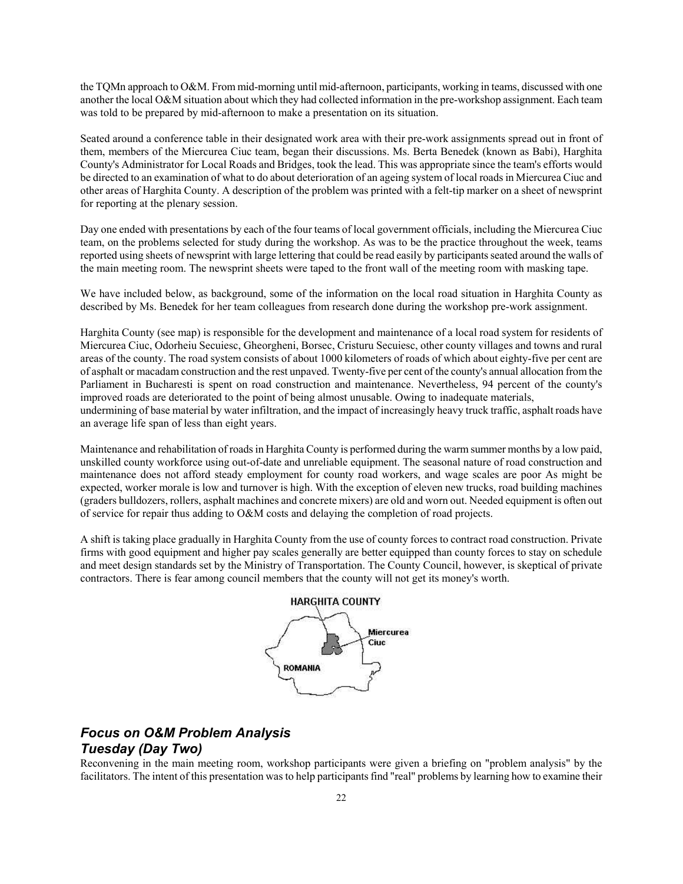the TQMn approach to O&M. From mid-morning until mid-afternoon, participants, working in teams, discussed with one another the local O&M situation about which they had collected information in the pre-workshop assignment. Each team was told to be prepared by mid-afternoon to make a presentation on its situation.

Seated around a conference table in their designated work area with their pre-work assignments spread out in front of them, members of the Miercurea Ciuc team, began their discussions. Ms. Berta Benedek (known as Babi), Harghita County's Administrator for Local Roads and Bridges, took the lead. This was appropriate since the team's efforts would be directed to an examination of what to do about deterioration of an ageing system of local roads in Miercurea Ciuc and other areas of Harghita County. A description of the problem was printed with a felt-tip marker on a sheet of newsprint for reporting at the plenary session.

Day one ended with presentations by each of the four teams of local government officials, including the Miercurea Ciuc team, on the problems selected for study during the workshop. As was to be the practice throughout the week, teams reported using sheets of newsprint with large lettering that could be read easily by participants seated around the walls of the main meeting room. The newsprint sheets were taped to the front wall of the meeting room with masking tape.

We have included below, as background, some of the information on the local road situation in Harghita County as described by Ms. Benedek for her team colleagues from research done during the workshop pre-work assignment.

Harghita County (see map) is responsible for the development and maintenance of a local road system for residents of Miercurea Ciuc, Odorheiu Secuiesc, Gheorgheni, Borsec, Cristuru Secuiesc, other county villages and towns and rural areas of the county. The road system consists of about 1000 kilometers of roads of which about eighty-five per cent are of asphalt or macadam construction and the rest unpaved. Twenty-five per cent of the county's annual allocation from the Parliament in Bucharesti is spent on road construction and maintenance. Nevertheless, 94 percent of the county's improved roads are deteriorated to the point of being almost unusable. Owing to inadequate materials, undermining of base material by water infiltration, and the impact of increasingly heavy truck traffic, asphalt roads have an average life span of less than eight years.

Maintenance and rehabilitation of roads in Harghita County is performed during the warm summer months by a low paid, unskilled county workforce using out-of-date and unreliable equipment. The seasonal nature of road construction and maintenance does not afford steady employment for county road workers, and wage scales are poor As might be expected, worker morale is low and turnover is high. With the exception of eleven new trucks, road building machines (graders bulldozers, rollers, asphalt machines and concrete mixers) are old and worn out. Needed equipment is often out of service for repair thus adding to O&M costs and delaying the completion of road projects.

A shift is taking place gradually in Harghita County from the use of county forces to contract road construction. Private firms with good equipment and higher pay scales generally are better equipped than county forces to stay on schedule and meet design standards set by the Ministry of Transportation. The County Council, however, is skeptical of private contractors. There is fear among council members that the county will not get its money's worth.

HARGHITA COUNTY

Miercurea Ciuc

ROMANIA

## *Focus on O&M Problem Analysis*
## *Tuesday (Day Two)*

Reconvening in the main meeting room, workshop participants were given a briefing on "problem analysis" by the facilitators. The intent of this presentation was to help participants find "real" problems by learning how to examine their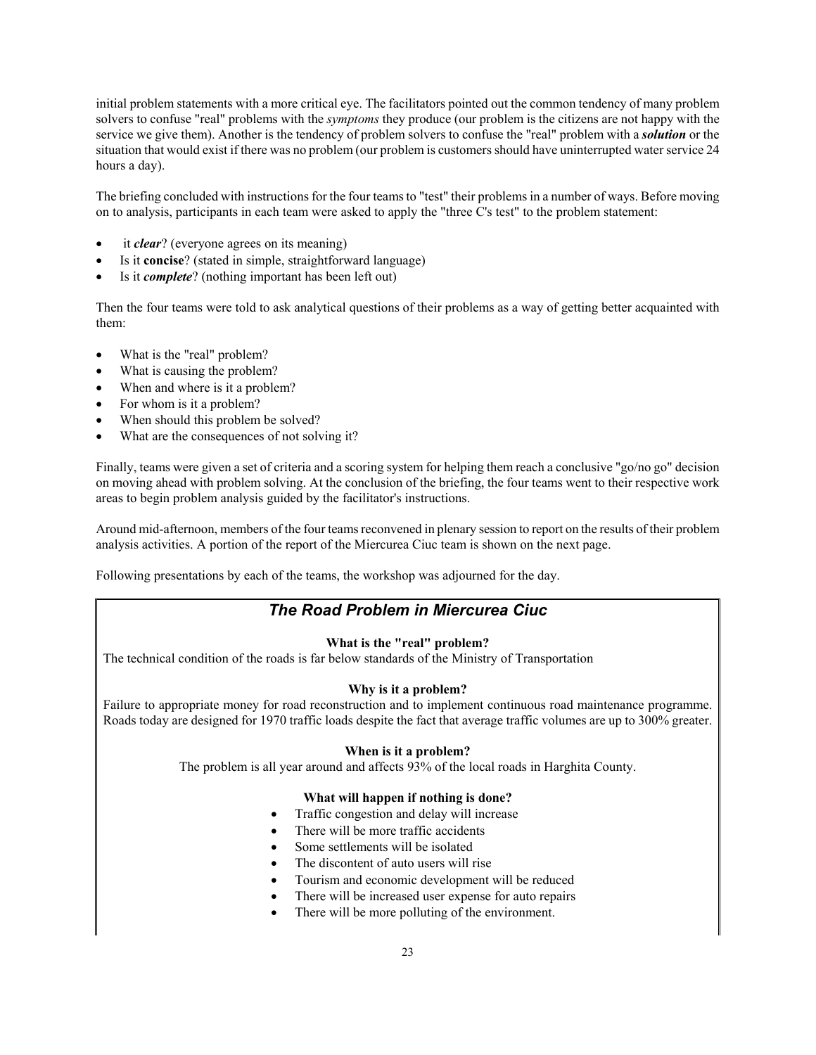initial problem statements with a more critical eye. The facilitators pointed out the common tendency of many problem solvers to confuse "real" problems with the *symptoms* they produce (our problem is the citizens are not happy with the service we give them). Another is the tendency of problem solvers to confuse the "real" problem with a ***solution*** or the situation that would exist if there was no problem (our problem is customers should have uninterrupted water service 24 hours a day).

The briefing concluded with instructions for the four teams to "test" their problems in a number of ways. Before moving on to analysis, participants in each team were asked to apply the "three C's test" to the problem statement:

- it ***clear***? (everyone agrees on its meaning)
- Is it **concise**? (stated in simple, straightforward language)
- Is it ***complete***? (nothing important has been left out)

Then the four teams were told to ask analytical questions of their problems as a way of getting better acquainted with them:

- What is the "real" problem?
- What is causing the problem?
- When and where is it a problem?
- For whom is it a problem?
- When should this problem be solved?
- What are the consequences of not solving it?

Finally, teams were given a set of criteria and a scoring system for helping them reach a conclusive "go/no go" decision on moving ahead with problem solving. At the conclusion of the briefing, the four teams went to their respective work areas to begin problem analysis guided by the facilitator's instructions.

Around mid-afternoon, members of the four teams reconvened in plenary session to report on the results of their problem analysis activities. A portion of the report of the Miercurea Ciuc team is shown on the next page.

Following presentations by each of the teams, the workshop was adjourned for the day.

## *The Road Problem in Miercurea Ciuc*

**What is the "real" problem?**

The technical condition of the roads is far below standards of the Ministry of Transportation

**Why is it a problem?**

Failure to appropriate money for road reconstruction and to implement continuous road maintenance programme. Roads today are designed for 1970 traffic loads despite the fact that average traffic volumes are up to 300% greater.

**When is it a problem?**

The problem is all year around and affects 93% of the local roads in Harghita County.

**What will happen if nothing is done?**

- Traffic congestion and delay will increase
- There will be more traffic accidents
- Some settlements will be isolated
- The discontent of auto users will rise
- Tourism and economic development will be reduced
- There will be increased user expense for auto repairs
- There will be more polluting of the environment.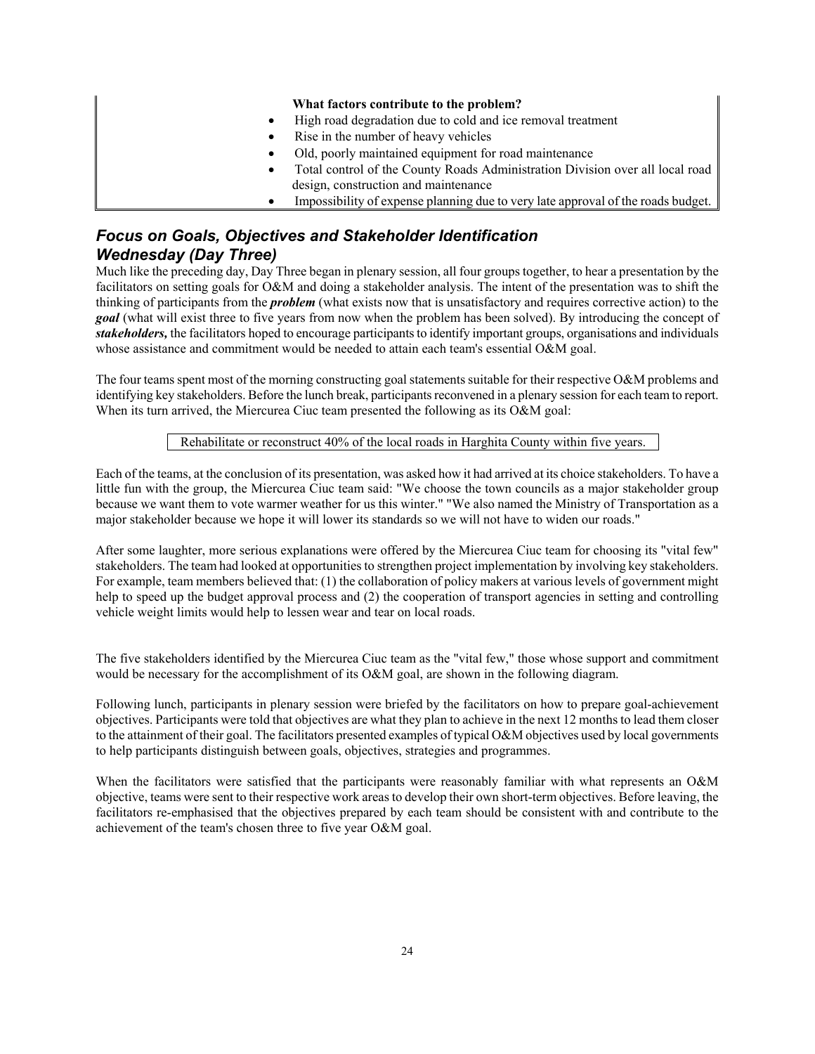**What factors contribute to the problem?**

- High road degradation due to cold and ice removal treatment
- Rise in the number of heavy vehicles
- Old, poorly maintained equipment for road maintenance
- Total control of the County Roads Administration Division over all local road design, construction and maintenance
- Impossibility of expense planning due to very late approval of the roads budget.

## *Focus on Goals, Objectives and Stakeholder Identification Wednesday (Day Three)*

Much like the preceding day, Day Three began in plenary session, all four groups together, to hear a presentation by the facilitators on setting goals for O&M and doing a stakeholder analysis. The intent of the presentation was to shift the thinking of participants from the ***problem*** (what exists now that is unsatisfactory and requires corrective action) to the ***goal*** (what will exist three to five years from now when the problem has been solved). By introducing the concept of ***stakeholders,*** the facilitators hoped to encourage participants to identify important groups, organisations and individuals whose assistance and commitment would be needed to attain each team's essential O&M goal.

The four teams spent most of the morning constructing goal statements suitable for their respective O&M problems and identifying key stakeholders. Before the lunch break, participants reconvened in a plenary session for each team to report. When its turn arrived, the Miercurea Ciuc team presented the following as its O&M goal:

| Rehabilitate or reconstruct 40% of the local roads in Harghita County within five years. |
| --- |

Each of the teams, at the conclusion of its presentation, was asked how it had arrived at its choice stakeholders. To have a little fun with the group, the Miercurea Ciuc team said: "We choose the town councils as a major stakeholder group because we want them to vote warmer weather for us this winter." "We also named the Ministry of Transportation as a major stakeholder because we hope it will lower its standards so we will not have to widen our roads."

After some laughter, more serious explanations were offered by the Miercurea Ciuc team for choosing its "vital few" stakeholders. The team had looked at opportunities to strengthen project implementation by involving key stakeholders. For example, team members believed that: (1) the collaboration of policy makers at various levels of government might help to speed up the budget approval process and (2) the cooperation of transport agencies in setting and controlling vehicle weight limits would help to lessen wear and tear on local roads.

The five stakeholders identified by the Miercurea Ciuc team as the "vital few," those whose support and commitment would be necessary for the accomplishment of its O&M goal, are shown in the following diagram.

Following lunch, participants in plenary session were briefed by the facilitators on how to prepare goal-achievement objectives. Participants were told that objectives are what they plan to achieve in the next 12 months to lead them closer to the attainment of their goal. The facilitators presented examples of typical O&M objectives used by local governments to help participants distinguish between goals, objectives, strategies and programmes.

When the facilitators were satisfied that the participants were reasonably familiar with what represents an O&M objective, teams were sent to their respective work areas to develop their own short-term objectives. Before leaving, the facilitators re-emphasised that the objectives prepared by each team should be consistent with and contribute to the achievement of the team's chosen three to five year O&M goal.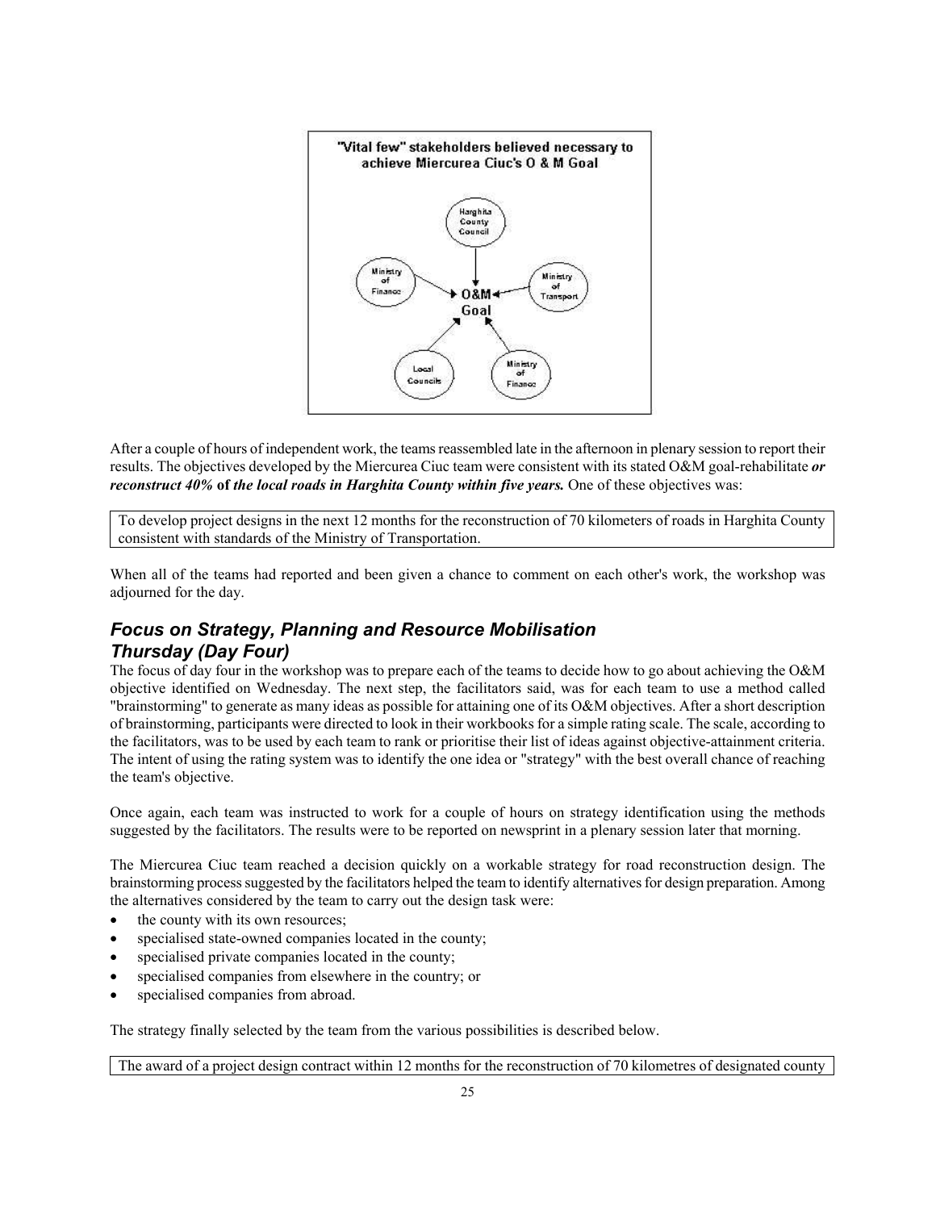"Vital few" stakeholders believed necessary to achieve Miercurea Ciuc's O & M Goal

Harghita County Council

Ministry of Finance

Ministry of Transport

O&M Goal

Local Councils

Ministry of Finance

After a couple of hours of independent work, the teams reassembled late in the afternoon in plenary session to report their results. The objectives developed by the Miercurea Ciuc team were consistent with its stated O&M goal-rehabilitate ***or reconstruct 40%*** **of** ***the local roads in Harghita County within five years.*** One of these objectives was:

> To develop project designs in the next 12 months for the reconstruction of 70 kilometers of roads in Harghita County consistent with standards of the Ministry of Transportation.

When all of the teams had reported and been given a chance to comment on each other's work, the workshop was adjourned for the day.

## *Focus on Strategy, Planning and Resource Mobilisation*
## *Thursday (Day Four)*

The focus of day four in the workshop was to prepare each of the teams to decide how to go about achieving the O&M objective identified on Wednesday. The next step, the facilitators said, was for each team to use a method called "brainstorming" to generate as many ideas as possible for attaining one of its O&M objectives. After a short description of brainstorming, participants were directed to look in their workbooks for a simple rating scale. The scale, according to the facilitators, was to be used by each team to rank or prioritise their list of ideas against objective-attainment criteria. The intent of using the rating system was to identify the one idea or "strategy" with the best overall chance of reaching the team's objective.

Once again, each team was instructed to work for a couple of hours on strategy identification using the methods suggested by the facilitators. The results were to be reported on newsprint in a plenary session later that morning.

The Miercurea Ciuc team reached a decision quickly on a workable strategy for road reconstruction design. The brainstorming process suggested by the facilitators helped the team to identify alternatives for design preparation. Among the alternatives considered by the team to carry out the design task were:

- the county with its own resources;
- specialised state-owned companies located in the county;
- specialised private companies located in the county;
- specialised companies from elsewhere in the country; or
- specialised companies from abroad.

The strategy finally selected by the team from the various possibilities is described below.

> The award of a project design contract within 12 months for the reconstruction of 70 kilometres of designated county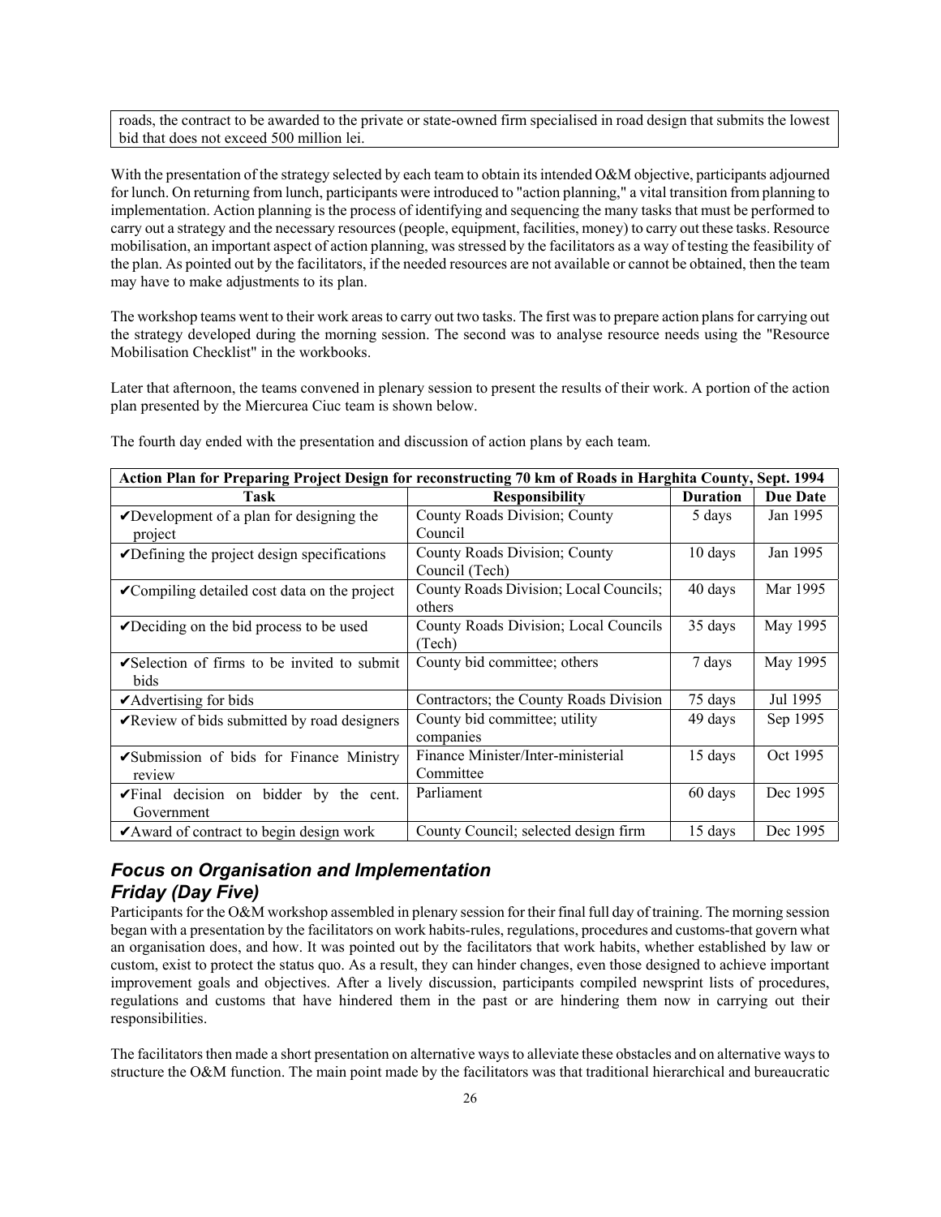roads, the contract to be awarded to the private or state-owned firm specialised in road design that submits the lowest bid that does not exceed 500 million lei.

With the presentation of the strategy selected by each team to obtain its intended O&M objective, participants adjourned for lunch. On returning from lunch, participants were introduced to "action planning," a vital transition from planning to implementation. Action planning is the process of identifying and sequencing the many tasks that must be performed to carry out a strategy and the necessary resources (people, equipment, facilities, money) to carry out these tasks. Resource mobilisation, an important aspect of action planning, was stressed by the facilitators as a way of testing the feasibility of the plan. As pointed out by the facilitators, if the needed resources are not available or cannot be obtained, then the team may have to make adjustments to its plan.

The workshop teams went to their work areas to carry out two tasks. The first was to prepare action plans for carrying out the strategy developed during the morning session. The second was to analyse resource needs using the "Resource Mobilisation Checklist" in the workbooks.

Later that afternoon, the teams convened in plenary session to present the results of their work. A portion of the action plan presented by the Miercurea Ciuc team is shown below.

The fourth day ended with the presentation and discussion of action plans by each team.

| Action Plan for Preparing Project Design for reconstructing 70 km of Roads in Harghita County, Sept. 1994 | | | |
|---|---|---|---|
| **Task** | **Responsibility** | **Duration** | **Due Date** |
| ✔Development of a plan for designing the project | County Roads Division; County Council | 5 days | Jan 1995 |
| ✔Defining the project design specifications | County Roads Division; County Council (Tech) | 10 days | Jan 1995 |
| ✔Compiling detailed cost data on the project | County Roads Division; Local Councils; others | 40 days | Mar 1995 |
| ✔Deciding on the bid process to be used | County Roads Division; Local Councils (Tech) | 35 days | May 1995 |
| ✔Selection of firms to be invited to submit bids | County bid committee; others | 7 days | May 1995 |
| ✔Advertising for bids | Contractors; the County Roads Division | 75 days | Jul 1995 |
| ✔Review of bids submitted by road designers | County bid committee; utility companies | 49 days | Sep 1995 |
| ✔Submission of bids for Finance Ministry review | Finance Minister/Inter-ministerial Committee | 15 days | Oct 1995 |
| ✔Final decision on bidder by the cent. Government | Parliament | 60 days | Dec 1995 |
| ✔Award of contract to begin design work | County Council; selected design firm | 15 days | Dec 1995 |

## *Focus on Organisation and Implementation*
## *Friday (Day Five)*

Participants for the O&M workshop assembled in plenary session for their final full day of training. The morning session began with a presentation by the facilitators on work habits-rules, regulations, procedures and customs-that govern what an organisation does, and how. It was pointed out by the facilitators that work habits, whether established by law or custom, exist to protect the status quo. As a result, they can hinder changes, even those designed to achieve important improvement goals and objectives. After a lively discussion, participants compiled newsprint lists of procedures, regulations and customs that have hindered them in the past or are hindering them now in carrying out their responsibilities.

The facilitators then made a short presentation on alternative ways to alleviate these obstacles and on alternative ways to structure the O&M function. The main point made by the facilitators was that traditional hierarchical and bureaucratic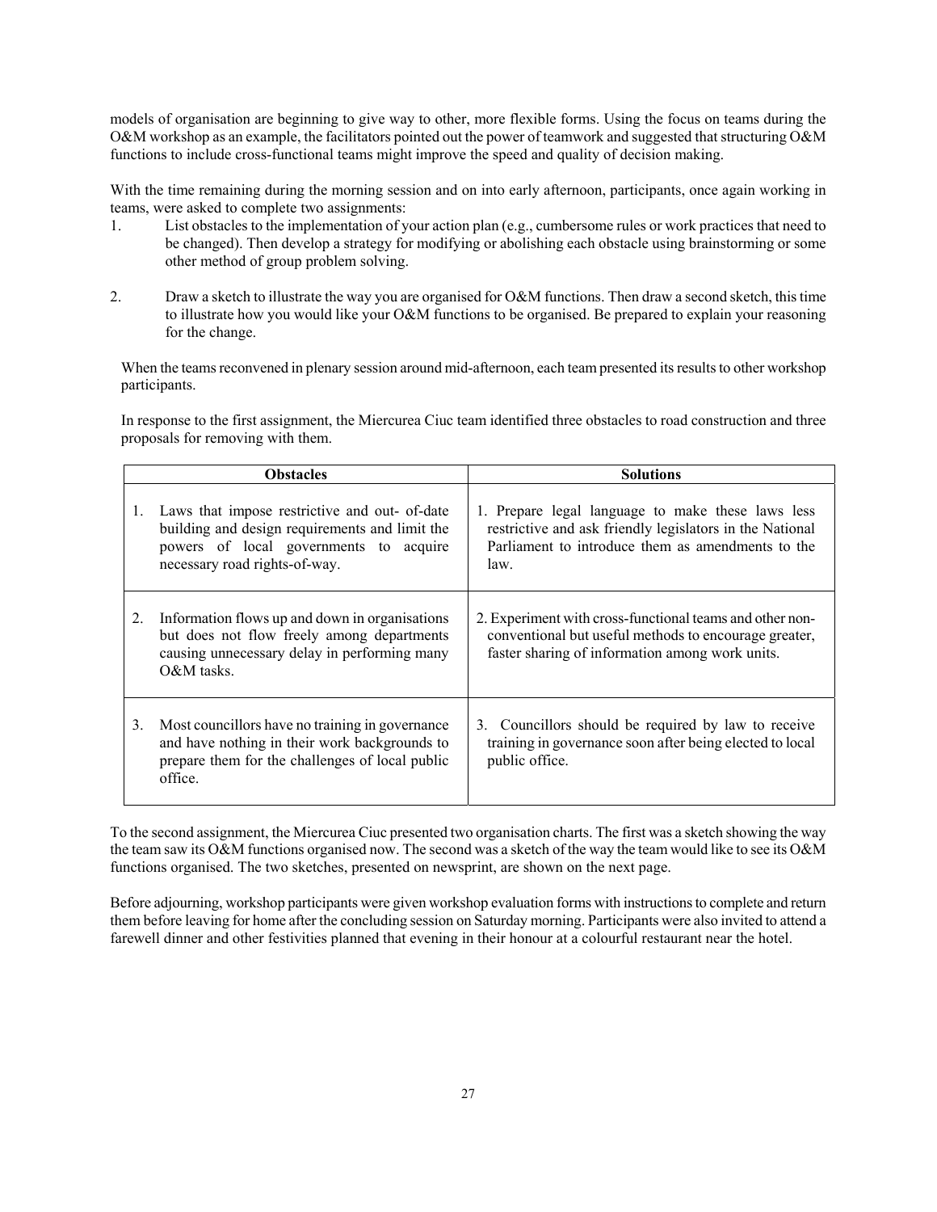models of organisation are beginning to give way to other, more flexible forms. Using the focus on teams during the O&M workshop as an example, the facilitators pointed out the power of teamwork and suggested that structuring O&M functions to include cross-functional teams might improve the speed and quality of decision making.

With the time remaining during the morning session and on into early afternoon, participants, once again working in teams, were asked to complete two assignments:

1. List obstacles to the implementation of your action plan (e.g., cumbersome rules or work practices that need to be changed). Then develop a strategy for modifying or abolishing each obstacle using brainstorming or some other method of group problem solving.

2. Draw a sketch to illustrate the way you are organised for O&M functions. Then draw a second sketch, this time to illustrate how you would like your O&M functions to be organised. Be prepared to explain your reasoning for the change.

When the teams reconvened in plenary session around mid-afternoon, each team presented its results to other workshop participants.

In response to the first assignment, the Miercurea Ciuc team identified three obstacles to road construction and three proposals for removing with them.

| Obstacles | Solutions |
| --- | --- |
| 1. Laws that impose restrictive and out- of-date building and design requirements and limit the powers of local governments to acquire necessary road rights-of-way. | 1. Prepare legal language to make these laws less restrictive and ask friendly legislators in the National Parliament to introduce them as amendments to the law. |
| 2. Information flows up and down in organisations but does not flow freely among departments causing unnecessary delay in performing many O&M tasks. | 2. Experiment with cross-functional teams and other non-conventional but useful methods to encourage greater, faster sharing of information among work units. |
| 3. Most councillors have no training in governance and have nothing in their work backgrounds to prepare them for the challenges of local public office. | 3. Councillors should be required by law to receive training in governance soon after being elected to local public office. |

To the second assignment, the Miercurea Ciuc presented two organisation charts. The first was a sketch showing the way the team saw its O&M functions organised now. The second was a sketch of the way the team would like to see its O&M functions organised. The two sketches, presented on newsprint, are shown on the next page.

Before adjourning, workshop participants were given workshop evaluation forms with instructions to complete and return them before leaving for home after the concluding session on Saturday morning. Participants were also invited to attend a farewell dinner and other festivities planned that evening in their honour at a colourful restaurant near the hotel.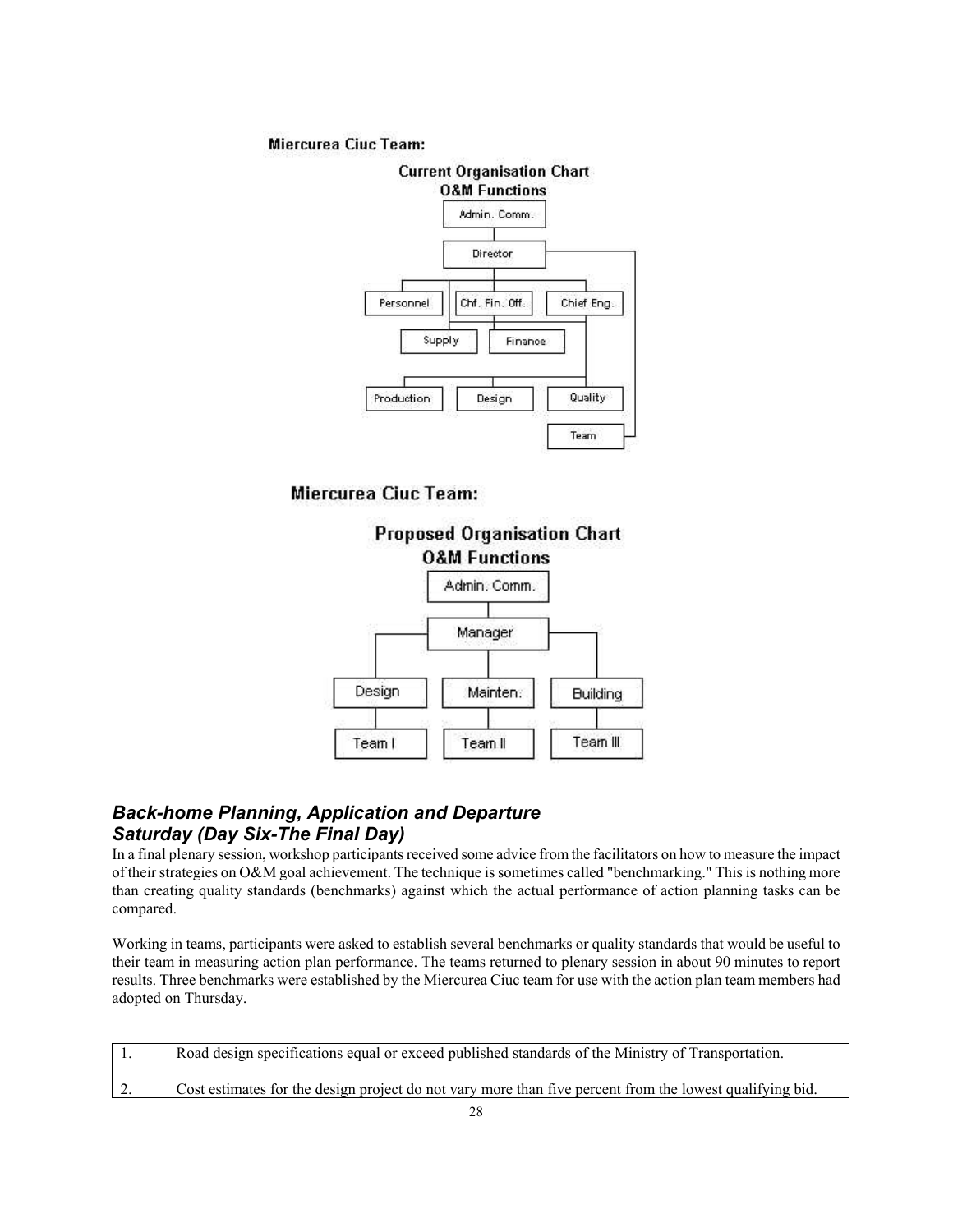**Miercurea Ciuc Team:**

**Current Organisation Chart**
**O&M Functions**

Admin. Comm.

Director

Personnel | Chf. Fin. Off. | Chief Eng.

Supply | Finance

Production | Design | Quality

Team

**Miercurea Ciuc Team:**

**Proposed Organisation Chart**
**O&M Functions**

Admin. Comm.

Manager

Design | Mainten. | Building

Team I | Team II | Team III

### *Back-home Planning, Application and Departure*
### *Saturday (Day Six-The Final Day)*

In a final plenary session, workshop participants received some advice from the facilitators on how to measure the impact of their strategies on O&M goal achievement. The technique is sometimes called "benchmarking." This is nothing more than creating quality standards (benchmarks) against which the actual performance of action planning tasks can be compared.

Working in teams, participants were asked to establish several benchmarks or quality standards that would be useful to their team in measuring action plan performance. The teams returned to plenary session in about 90 minutes to report results. Three benchmarks were established by the Miercurea Ciuc team for use with the action plan team members had adopted on Thursday.

| | |
|---|---|
| 1. | Road design specifications equal or exceed published standards of the Ministry of Transportation. |
| 2. | Cost estimates for the design project do not vary more than five percent from the lowest qualifying bid. |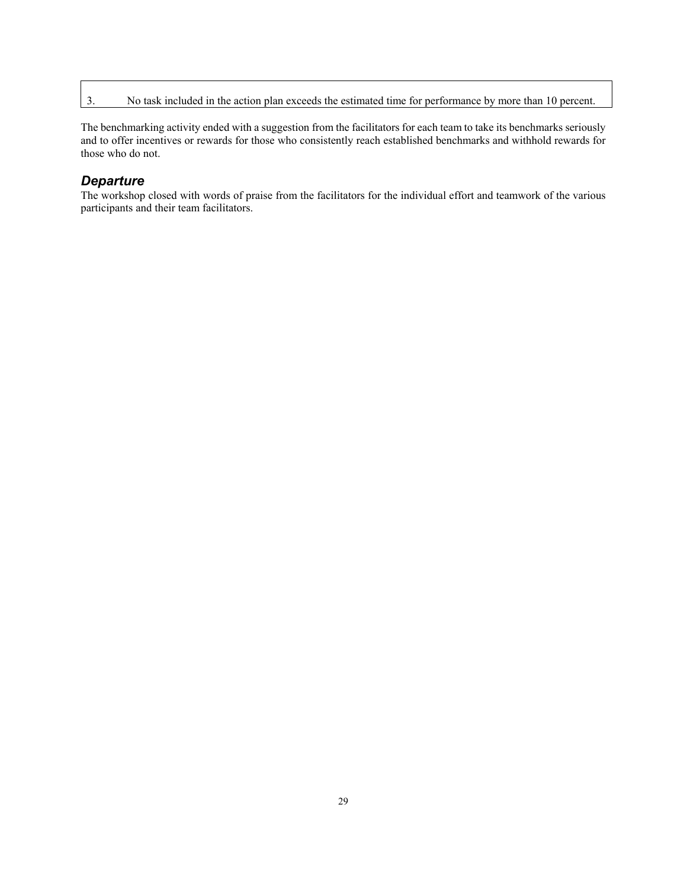3. No task included in the action plan exceeds the estimated time for performance by more than 10 percent.

The benchmarking activity ended with a suggestion from the facilitators for each team to take its benchmarks seriously and to offer incentives or rewards for those who consistently reach established benchmarks and withhold rewards for those who do not.

### *Departure*

The workshop closed with words of praise from the facilitators for the individual effort and teamwork of the various participants and their team facilitators.